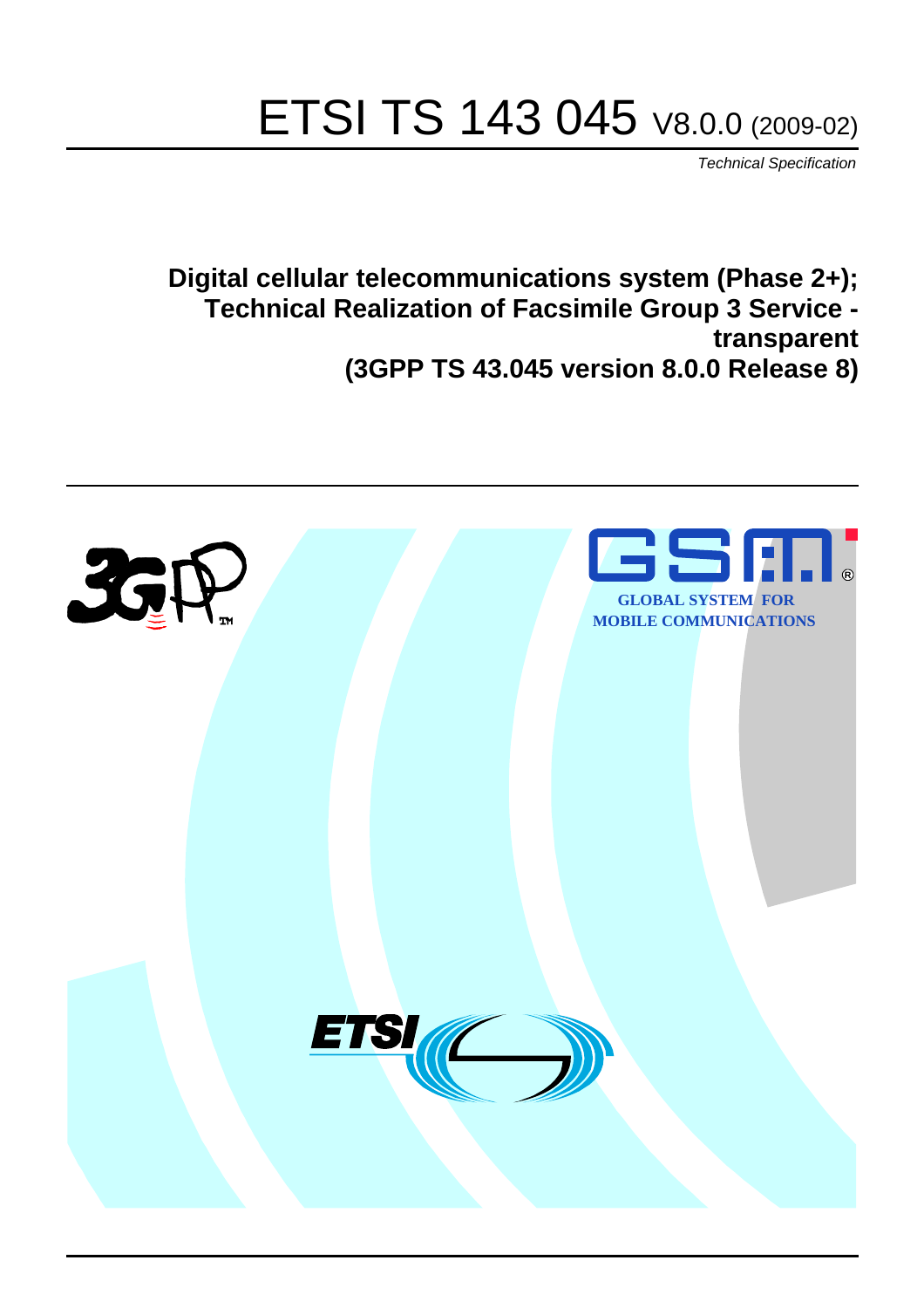# ETSI TS 143 045 V8.0.0 (2009-02)

*Technical Specification*

**Digital cellular telecommunications system (Phase 2+); Technical Realization of Facsimile Group 3 Service - transparent (3GPP TS 43.045 version 8.0.0 Release 8)**

GLOBAL SYSTEM FOR MOBILE COMMUNICATIONS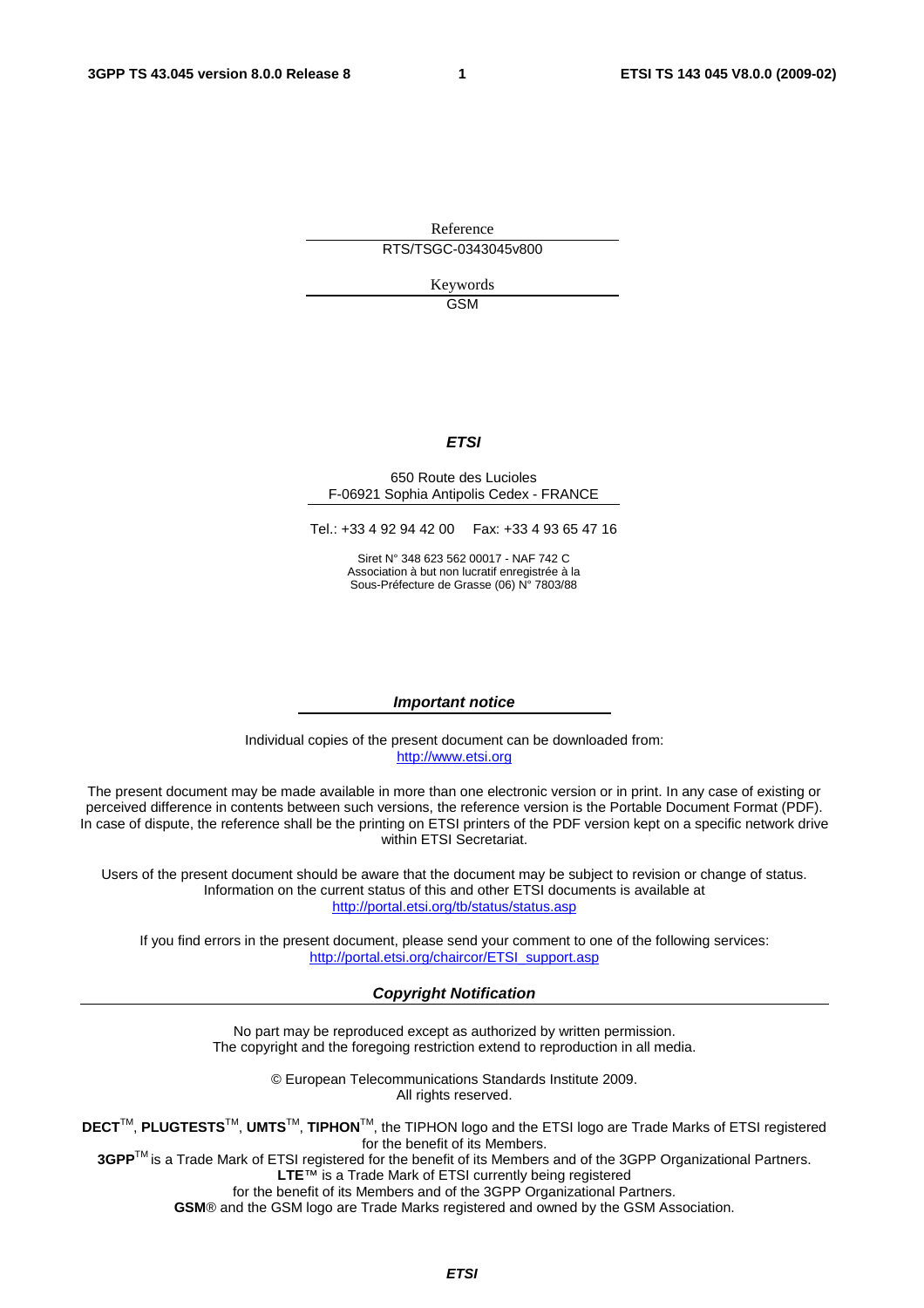Reference

RTS/TSGC-0343045v800

Keywords

GSM

***ETSI***

650 Route des Lucioles
F-06921 Sophia Antipolis Cedex - FRANCE

Tel.: +33 4 92 94 42 00   Fax: +33 4 93 65 47 16

Siret N° 348 623 562 00017 - NAF 742 C
Association à but non lucratif enregistrée à la
Sous-Préfecture de Grasse (06) N° 7803/88

***Important notice***

Individual copies of the present document can be downloaded from:
http://www.etsi.org

The present document may be made available in more than one electronic version or in print. In any case of existing or perceived difference in contents between such versions, the reference version is the Portable Document Format (PDF). In case of dispute, the reference shall be the printing on ETSI printers of the PDF version kept on a specific network drive within ETSI Secretariat.

Users of the present document should be aware that the document may be subject to revision or change of status. Information on the current status of this and other ETSI documents is available at
http://portal.etsi.org/tb/status/status.asp

If you find errors in the present document, please send your comment to one of the following services:
http://portal.etsi.org/chaircor/ETSI_support.asp

***Copyright Notification***

No part may be reproduced except as authorized by written permission.
The copyright and the foregoing restriction extend to reproduction in all media.

© European Telecommunications Standards Institute 2009.
All rights reserved.

**DECT**™, **PLUGTESTS**™, **UMTS**™, **TIPHON**™, the TIPHON logo and the ETSI logo are Trade Marks of ETSI registered for the benefit of its Members.
**3GPP**™ is a Trade Mark of ETSI registered for the benefit of its Members and of the 3GPP Organizational Partners.
**LTE**™ is a Trade Mark of ETSI currently being registered
for the benefit of its Members and of the 3GPP Organizational Partners.
**GSM**® and the GSM logo are Trade Marks registered and owned by the GSM Association.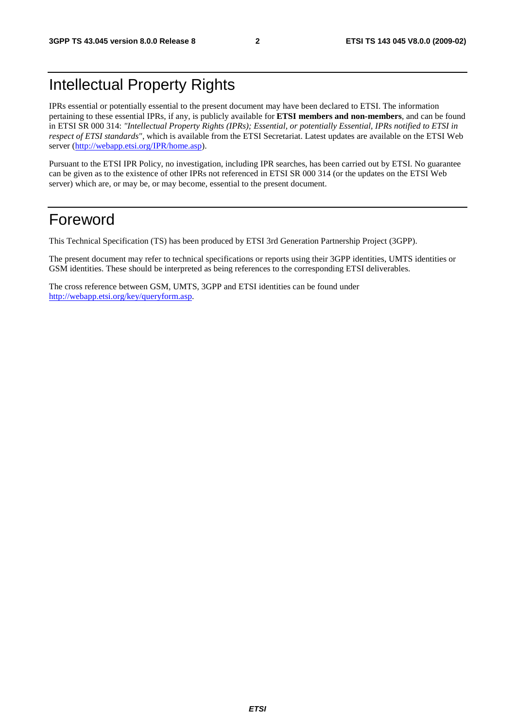# Intellectual Property Rights

IPRs essential or potentially essential to the present document may have been declared to ETSI. The information pertaining to these essential IPRs, if any, is publicly available for **ETSI members and non-members**, and can be found in ETSI SR 000 314: *"Intellectual Property Rights (IPRs); Essential, or potentially Essential, IPRs notified to ETSI in respect of ETSI standards"*, which is available from the ETSI Secretariat. Latest updates are available on the ETSI Web server (http://webapp.etsi.org/IPR/home.asp).

Pursuant to the ETSI IPR Policy, no investigation, including IPR searches, has been carried out by ETSI. No guarantee can be given as to the existence of other IPRs not referenced in ETSI SR 000 314 (or the updates on the ETSI Web server) which are, or may be, or may become, essential to the present document.

# Foreword

This Technical Specification (TS) has been produced by ETSI 3rd Generation Partnership Project (3GPP).

The present document may refer to technical specifications or reports using their 3GPP identities, UMTS identities or GSM identities. These should be interpreted as being references to the corresponding ETSI deliverables.

The cross reference between GSM, UMTS, 3GPP and ETSI identities can be found under http://webapp.etsi.org/key/queryform.asp.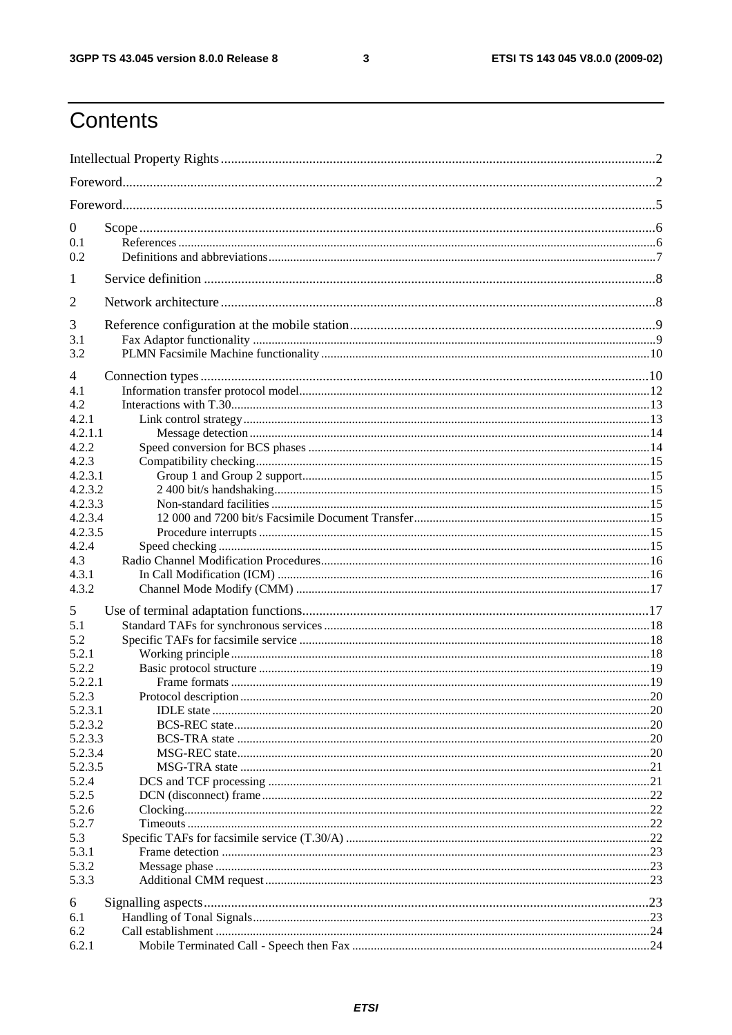# Contents

Intellectual Property Rights ..... 2
Foreword ..... 2
Foreword ..... 5

0 Scope ..... 6
0.1 References ..... 6
0.2 Definitions and abbreviations ..... 7

1 Service definition ..... 8

2 Network architecture ..... 8

3 Reference configuration at the mobile station ..... 9
3.1 Fax Adaptor functionality ..... 9
3.2 PLMN Facsimile Machine functionality ..... 10

4 Connection types ..... 10
4.1 Information transfer protocol model ..... 12
4.2 Interactions with T.30 ..... 13
4.2.1 Link control strategy ..... 13
4.2.1.1 Message detection ..... 14
4.2.2 Speed conversion for BCS phases ..... 14
4.2.3 Compatibility checking ..... 15
4.2.3.1 Group 1 and Group 2 support ..... 15
4.2.3.2 2 400 bit/s handshaking ..... 15
4.2.3.3 Non-standard facilities ..... 15
4.2.3.4 12 000 and 7200 bit/s Facsimile Document Transfer ..... 15
4.2.3.5 Procedure interrupts ..... 15
4.2.4 Speed checking ..... 15
4.3 Radio Channel Modification Procedures ..... 16
4.3.1 In Call Modification (ICM) ..... 16
4.3.2 Channel Mode Modify (CMM) ..... 17

5 Use of terminal adaptation functions ..... 17
5.1 Standard TAFs for synchronous services ..... 18
5.2 Specific TAFs for facsimile service ..... 18
5.2.1 Working principle ..... 18
5.2.2 Basic protocol structure ..... 19
5.2.2.1 Frame formats ..... 19
5.2.3 Protocol description ..... 20
5.2.3.1 IDLE state ..... 20
5.2.3.2 BCS-REC state ..... 20
5.2.3.3 BCS-TRA state ..... 20
5.2.3.4 MSG-REC state ..... 20
5.2.3.5 MSG-TRA state ..... 21
5.2.4 DCS and TCF processing ..... 21
5.2.5 DCN (disconnect) frame ..... 22
5.2.6 Clocking ..... 22
5.2.7 Timeouts ..... 22
5.3 Specific TAFs for facsimile service (T.30/A) ..... 22
5.3.1 Frame detection ..... 23
5.3.2 Message phase ..... 23
5.3.3 Additional CMM request ..... 23

6 Signalling aspects ..... 23
6.1 Handling of Tonal Signals ..... 23
6.2 Call establishment ..... 24
6.2.1 Mobile Terminated Call - Speech then Fax ..... 24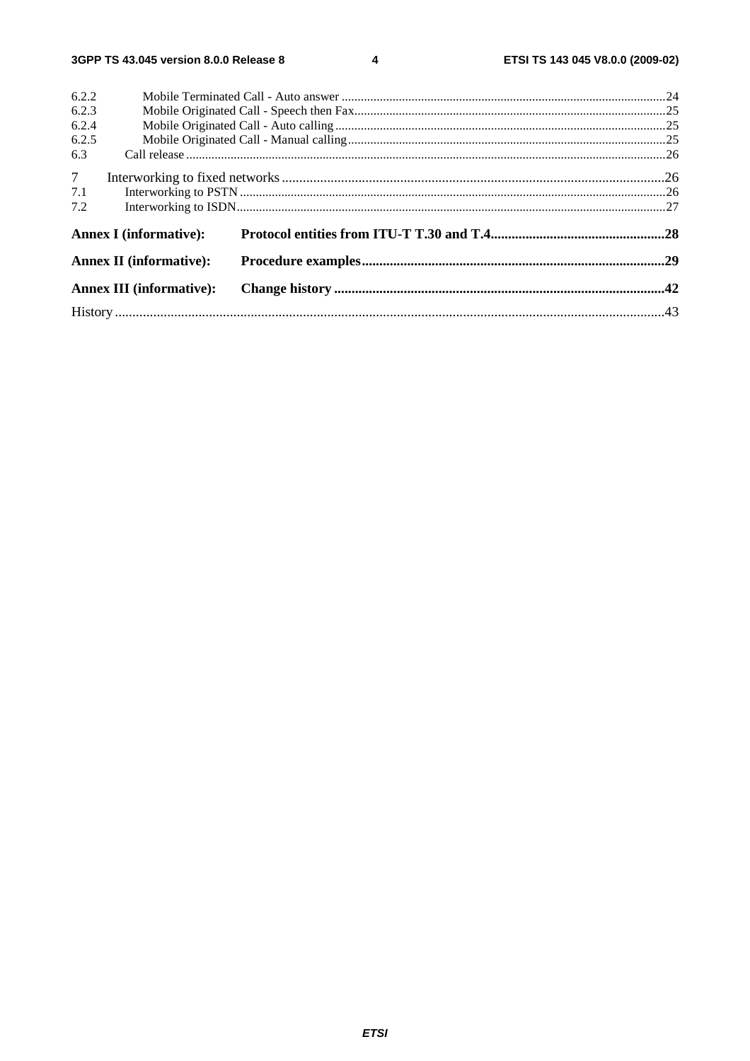6.2.2 Mobile Terminated Call - Auto answer ....................................................................................................24
6.2.3 Mobile Originated Call - Speech then Fax...............................................................................................25
6.2.4 Mobile Originated Call - Auto calling......................................................................................................25
6.2.5 Mobile Originated Call - Manual calling..................................................................................................25
6.3 Call release ....................................................................................................................................................26

7 Interworking to fixed networks ..........................................................................................................26
7.1 Interworking to PSTN ..................................................................................................................................26
7.2 Interworking to ISDN...................................................................................................................................27

**Annex I (informative): Protocol entities from ITU-T T.30 and T.4...............................................28**

**Annex II (informative): Procedure examples....................................................................................29**

**Annex III (informative): Change history ...........................................................................................42**

History ..........................................................................................................................................................43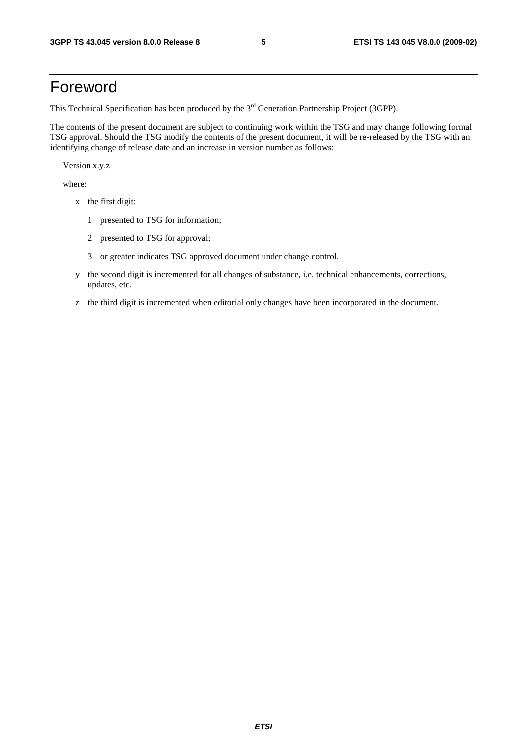# Foreword

This Technical Specification has been produced by the 3rd Generation Partnership Project (3GPP).

The contents of the present document are subject to continuing work within the TSG and may change following formal TSG approval. Should the TSG modify the contents of the present document, it will be re-released by the TSG with an identifying change of release date and an increase in version number as follows:

Version x.y.z

where:

- x the first digit:
  - 1 presented to TSG for information;
  - 2 presented to TSG for approval;
  - 3 or greater indicates TSG approved document under change control.
- y the second digit is incremented for all changes of substance, i.e. technical enhancements, corrections, updates, etc.
- z the third digit is incremented when editorial only changes have been incorporated in the document.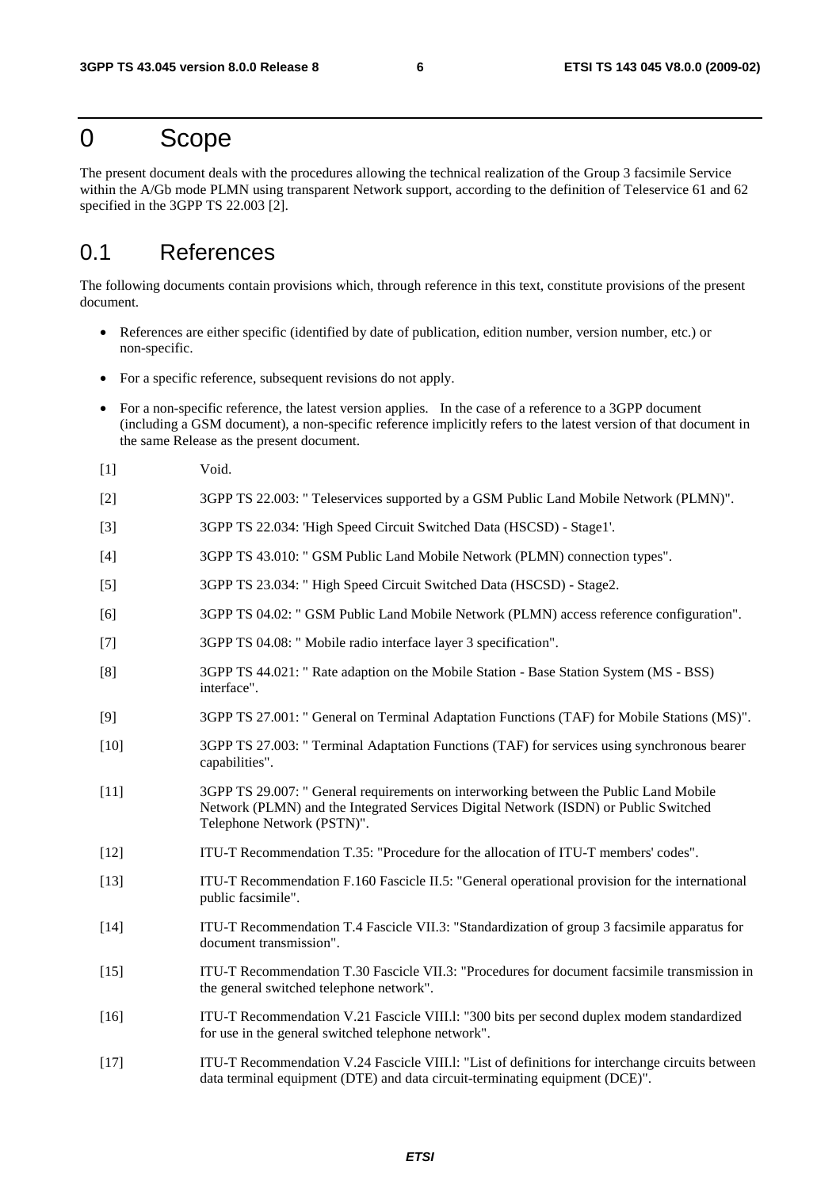# 0 Scope

The present document deals with the procedures allowing the technical realization of the Group 3 facsimile Service within the A/Gb mode PLMN using transparent Network support, according to the definition of Teleservice 61 and 62 specified in the 3GPP TS 22.003 [2].

## 0.1 References

The following documents contain provisions which, through reference in this text, constitute provisions of the present document.

- References are either specific (identified by date of publication, edition number, version number, etc.) or non-specific.
- For a specific reference, subsequent revisions do not apply.
- For a non-specific reference, the latest version applies. In the case of a reference to a 3GPP document (including a GSM document), a non-specific reference implicitly refers to the latest version of that document in the same Release as the present document.

[1] Void.

[2] 3GPP TS 22.003: " Teleservices supported by a GSM Public Land Mobile Network (PLMN)".

[3] 3GPP TS 22.034: 'High Speed Circuit Switched Data (HSCSD) - Stage1'.

[4] 3GPP TS 43.010: " GSM Public Land Mobile Network (PLMN) connection types".

[5] 3GPP TS 23.034: " High Speed Circuit Switched Data (HSCSD) - Stage2.

[6] 3GPP TS 04.02: " GSM Public Land Mobile Network (PLMN) access reference configuration".

[7] 3GPP TS 04.08: " Mobile radio interface layer 3 specification".

[8] 3GPP TS 44.021: " Rate adaption on the Mobile Station - Base Station System (MS - BSS) interface".

[9] 3GPP TS 27.001: " General on Terminal Adaptation Functions (TAF) for Mobile Stations (MS)".

[10] 3GPP TS 27.003: " Terminal Adaptation Functions (TAF) for services using synchronous bearer capabilities".

[11] 3GPP TS 29.007: " General requirements on interworking between the Public Land Mobile Network (PLMN) and the Integrated Services Digital Network (ISDN) or Public Switched Telephone Network (PSTN)".

[12] ITU-T Recommendation T.35: "Procedure for the allocation of ITU-T members' codes".

[13] ITU-T Recommendation F.160 Fascicle II.5: "General operational provision for the international public facsimile".

[14] ITU-T Recommendation T.4 Fascicle VII.3: "Standardization of group 3 facsimile apparatus for document transmission".

[15] ITU-T Recommendation T.30 Fascicle VII.3: "Procedures for document facsimile transmission in the general switched telephone network".

[16] ITU-T Recommendation V.21 Fascicle VIII.l: "300 bits per second duplex modem standardized for use in the general switched telephone network".

[17] ITU-T Recommendation V.24 Fascicle VIII.l: "List of definitions for interchange circuits between data terminal equipment (DTE) and data circuit-terminating equipment (DCE)".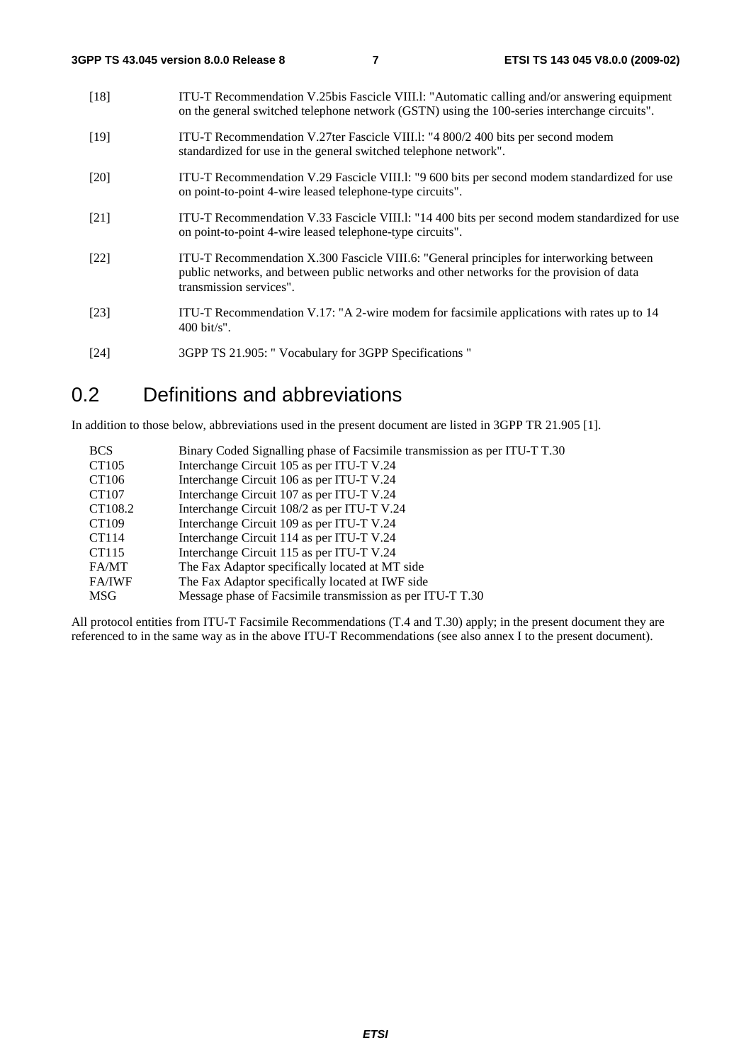[18] ITU-T Recommendation V.25bis Fascicle VIII.l: "Automatic calling and/or answering equipment on the general switched telephone network (GSTN) using the 100-series interchange circuits".

[19] ITU-T Recommendation V.27ter Fascicle VIII.l: "4 800/2 400 bits per second modem standardized for use in the general switched telephone network".

[20] ITU-T Recommendation V.29 Fascicle VIII.l: "9 600 bits per second modem standardized for use on point-to-point 4-wire leased telephone-type circuits".

[21] ITU-T Recommendation V.33 Fascicle VIII.l: "14 400 bits per second modem standardized for use on point-to-point 4-wire leased telephone-type circuits".

[22] ITU-T Recommendation X.300 Fascicle VIII.6: "General principles for interworking between public networks, and between public networks and other networks for the provision of data transmission services".

[23] ITU-T Recommendation V.17: "A 2-wire modem for facsimile applications with rates up to 14 400 bit/s".

[24] 3GPP TS 21.905: " Vocabulary for 3GPP Specifications "

## 0.2 Definitions and abbreviations

In addition to those below, abbreviations used in the present document are listed in 3GPP TR 21.905 [1].

| | |
|---|---|
| BCS | Binary Coded Signalling phase of Facsimile transmission as per ITU-T T.30 |
| CT105 | Interchange Circuit 105 as per ITU-T V.24 |
| CT106 | Interchange Circuit 106 as per ITU-T V.24 |
| CT107 | Interchange Circuit 107 as per ITU-T V.24 |
| CT108.2 | Interchange Circuit 108/2 as per ITU-T V.24 |
| CT109 | Interchange Circuit 109 as per ITU-T V.24 |
| CT114 | Interchange Circuit 114 as per ITU-T V.24 |
| CT115 | Interchange Circuit 115 as per ITU-T V.24 |
| FA/MT | The Fax Adaptor specifically located at MT side |
| FA/IWF | The Fax Adaptor specifically located at IWF side |
| MSG | Message phase of Facsimile transmission as per ITU-T T.30 |

All protocol entities from ITU-T Facsimile Recommendations (T.4 and T.30) apply; in the present document they are referenced to in the same way as in the above ITU-T Recommendations (see also annex I to the present document).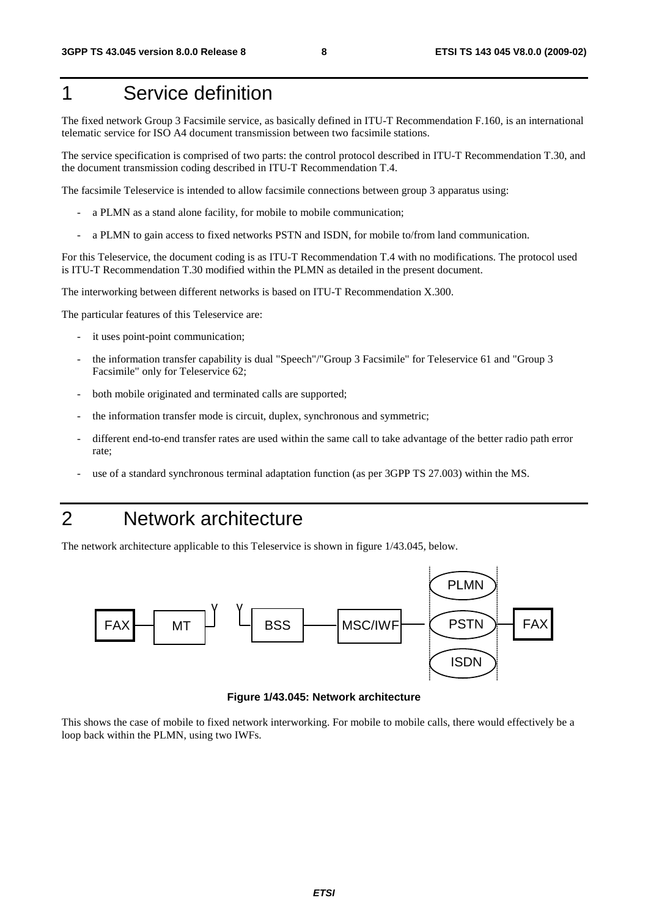# 1 Service definition

The fixed network Group 3 Facsimile service, as basically defined in ITU-T Recommendation F.160, is an international telematic service for ISO A4 document transmission between two facsimile stations.

The service specification is comprised of two parts: the control protocol described in ITU-T Recommendation T.30, and the document transmission coding described in ITU-T Recommendation T.4.

The facsimile Teleservice is intended to allow facsimile connections between group 3 apparatus using:

- a PLMN as a stand alone facility, for mobile to mobile communication;
- a PLMN to gain access to fixed networks PSTN and ISDN, for mobile to/from land communication.

For this Teleservice, the document coding is as ITU-T Recommendation T.4 with no modifications. The protocol used is ITU-T Recommendation T.30 modified within the PLMN as detailed in the present document.

The interworking between different networks is based on ITU-T Recommendation X.300.

The particular features of this Teleservice are:

- it uses point-point communication;
- the information transfer capability is dual "Speech"/"Group 3 Facsimile" for Teleservice 61 and "Group 3 Facsimile" only for Teleservice 62;
- both mobile originated and terminated calls are supported;
- the information transfer mode is circuit, duplex, synchronous and symmetric;
- different end-to-end transfer rates are used within the same call to take advantage of the better radio path error rate;
- use of a standard synchronous terminal adaptation function (as per 3GPP TS 27.003) within the MS.

# 2 Network architecture

The network architecture applicable to this Teleservice is shown in figure 1/43.045, below.

FAX — MT — BSS — MSC/IWF — PLMN / PSTN / ISDN — FAX

**Figure 1/43.045: Network architecture**

This shows the case of mobile to fixed network interworking. For mobile to mobile calls, there would effectively be a loop back within the PLMN, using two IWFs.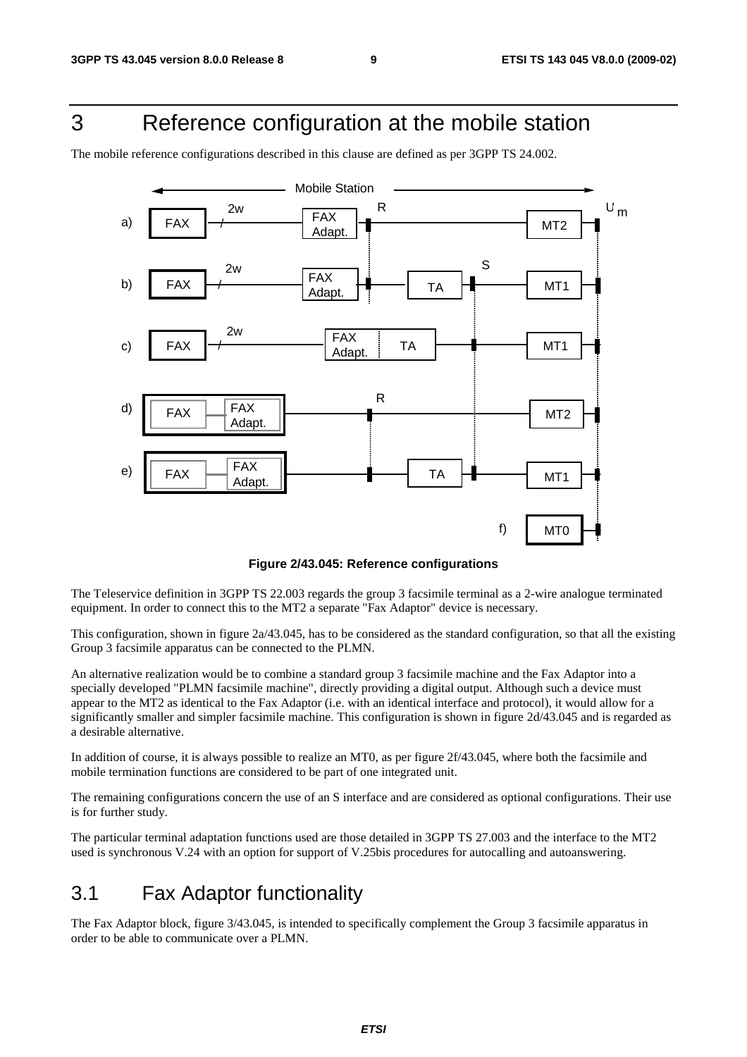# 3 Reference configuration at the mobile station

The mobile reference configurations described in this clause are defined as per 3GPP TS 24.002.

**Figure 2/43.045: Reference configurations**

The Teleservice definition in 3GPP TS 22.003 regards the group 3 facsimile terminal as a 2-wire analogue terminated equipment. In order to connect this to the MT2 a separate "Fax Adaptor" device is necessary.

This configuration, shown in figure 2a/43.045, has to be considered as the standard configuration, so that all the existing Group 3 facsimile apparatus can be connected to the PLMN.

An alternative realization would be to combine a standard group 3 facsimile machine and the Fax Adaptor into a specially developed "PLMN facsimile machine", directly providing a digital output. Although such a device must appear to the MT2 as identical to the Fax Adaptor (i.e. with an identical interface and protocol), it would allow for a significantly smaller and simpler facsimile machine. This configuration is shown in figure 2d/43.045 and is regarded as a desirable alternative.

In addition of course, it is always possible to realize an MT0, as per figure 2f/43.045, where both the facsimile and mobile termination functions are considered to be part of one integrated unit.

The remaining configurations concern the use of an S interface and are considered as optional configurations. Their use is for further study.

The particular terminal adaptation functions used are those detailed in 3GPP TS 27.003 and the interface to the MT2 used is synchronous V.24 with an option for support of V.25bis procedures for autocalling and autoanswering.

## 3.1 Fax Adaptor functionality

The Fax Adaptor block, figure 3/43.045, is intended to specifically complement the Group 3 facsimile apparatus in order to be able to communicate over a PLMN.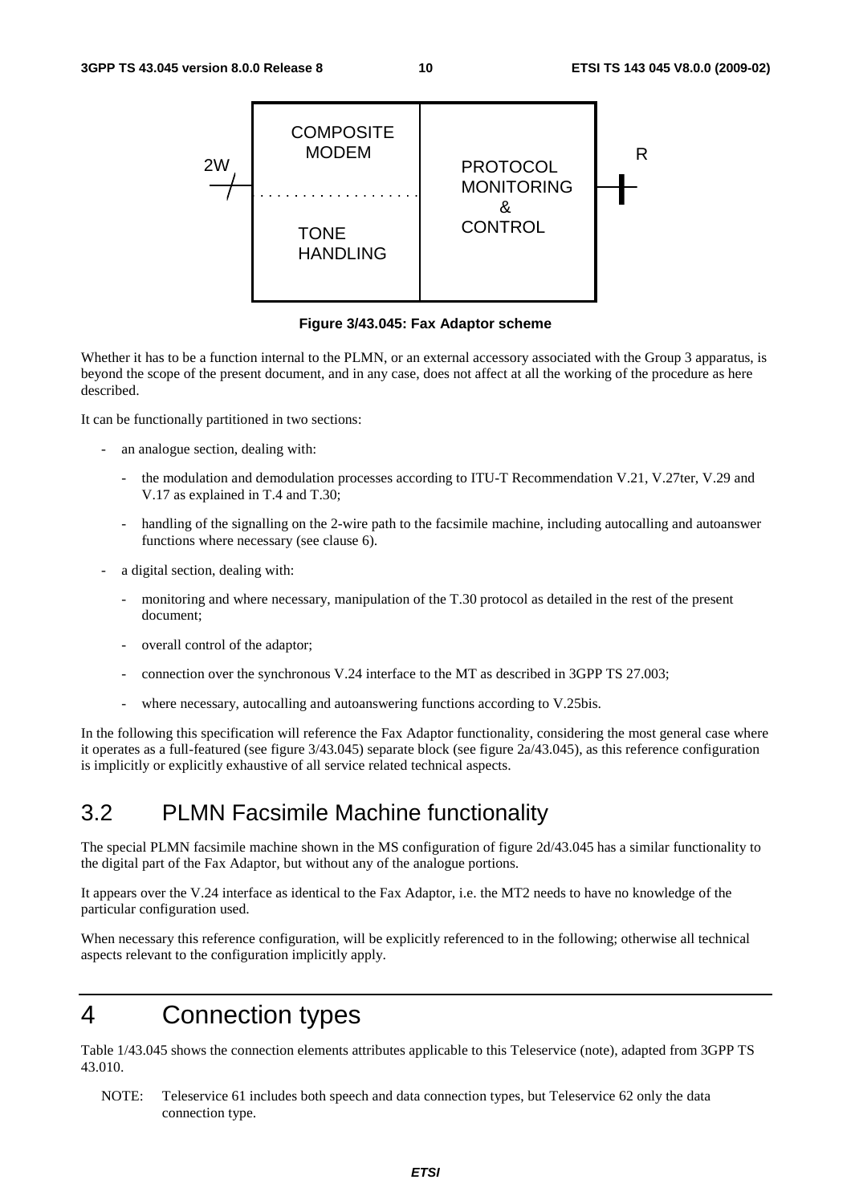| COMPOSITE MODEM / TONE HANDLING | PROTOCOL MONITORING & CONTROL |
| --- | --- |

2W ... R

**Figure 3/43.045: Fax Adaptor scheme**

Whether it has to be a function internal to the PLMN, or an external accessory associated with the Group 3 apparatus, is beyond the scope of the present document, and in any case, does not affect at all the working of the procedure as here described.

It can be functionally partitioned in two sections:

- an analogue section, dealing with:
  - the modulation and demodulation processes according to ITU-T Recommendation V.21, V.27ter, V.29 and V.17 as explained in T.4 and T.30;
  - handling of the signalling on the 2-wire path to the facsimile machine, including autocalling and autoanswer functions where necessary (see clause 6).
- a digital section, dealing with:
  - monitoring and where necessary, manipulation of the T.30 protocol as detailed in the rest of the present document;
  - overall control of the adaptor;
  - connection over the synchronous V.24 interface to the MT as described in 3GPP TS 27.003;
  - where necessary, autocalling and autoanswering functions according to V.25bis.

In the following this specification will reference the Fax Adaptor functionality, considering the most general case where it operates as a full-featured (see figure 3/43.045) separate block (see figure 2a/43.045), as this reference configuration is implicitly or explicitly exhaustive of all service related technical aspects.

## 3.2 PLMN Facsimile Machine functionality

The special PLMN facsimile machine shown in the MS configuration of figure 2d/43.045 has a similar functionality to the digital part of the Fax Adaptor, but without any of the analogue portions.

It appears over the V.24 interface as identical to the Fax Adaptor, i.e. the MT2 needs to have no knowledge of the particular configuration used.

When necessary this reference configuration, will be explicitly referenced to in the following; otherwise all technical aspects relevant to the configuration implicitly apply.

# 4 Connection types

Table 1/43.045 shows the connection elements attributes applicable to this Teleservice (note), adapted from 3GPP TS 43.010.

NOTE: Teleservice 61 includes both speech and data connection types, but Teleservice 62 only the data connection type.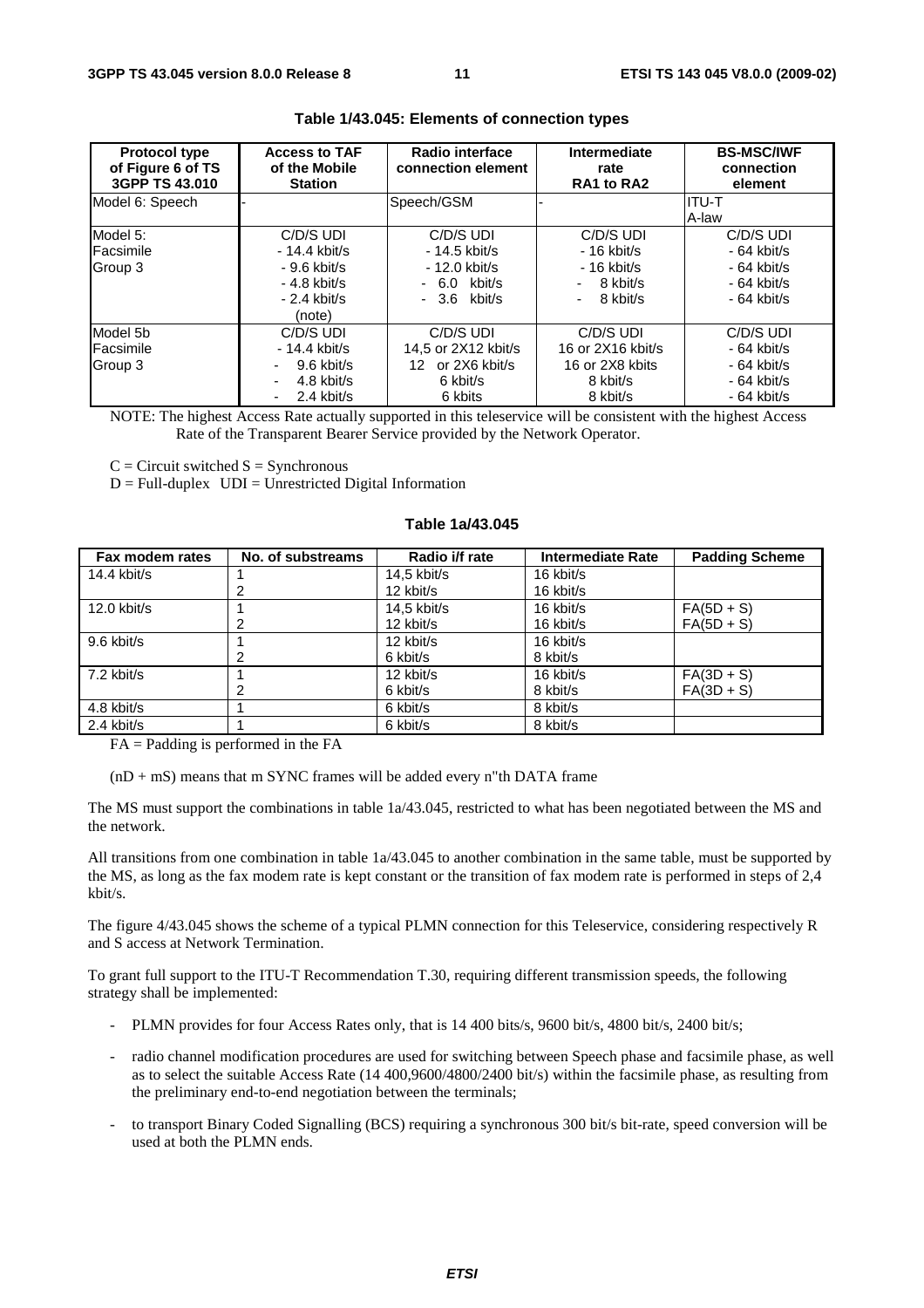**Table 1/43.045: Elements of connection types**

| Protocol type of Figure 6 of TS 3GPP TS 43.010 | Access to TAF of the Mobile Station | Radio interface connection element | Intermediate rate RA1 to RA2 | BS-MSC/IWF connection element |
|---|---|---|---|---|
| Model 6: Speech | - | Speech/GSM | - | ITU-T A-law |
| Model 5: Facsimile Group 3 | C/D/S UDI<br>- 14.4 kbit/s<br>- 9.6 kbit/s<br>- 4.8 kbit/s<br>- 2.4 kbit/s<br>(note) | C/D/S UDI<br>- 14.5 kbit/s<br>- 12.0 kbit/s<br>- 6.0 kbit/s<br>- 3.6 kbit/s | C/D/S UDI<br>- 16 kbit/s<br>- 16 kbit/s<br>- 8 kbit/s<br>- 8 kbit/s | C/D/S UDI<br>- 64 kbit/s<br>- 64 kbit/s<br>- 64 kbit/s<br>- 64 kbit/s |
| Model 5b Facsimile Group 3 | C/D/S UDI<br>- 14.4 kbit/s<br>- 9.6 kbit/s<br>- 4.8 kbit/s<br>- 2.4 kbit/s | C/D/S UDI<br>14,5 or 2X12 kbit/s<br>12 or 2X6 kbit/s<br>6 kbit/s<br>6 kbits | C/D/S UDI<br>16 or 2X16 kbit/s<br>16 or 2X8 kbits<br>8 kbit/s<br>8 kbit/s | C/D/S UDI<br>- 64 kbit/s<br>- 64 kbit/s<br>- 64 kbit/s<br>- 64 kbit/s |

NOTE: The highest Access Rate actually supported in this teleservice will be consistent with the highest Access Rate of the Transparent Bearer Service provided by the Network Operator.

C = Circuit switched S = Synchronous

D = Full-duplex UDI = Unrestricted Digital Information

**Table 1a/43.045**

| Fax modem rates | No. of substreams | Radio i/f rate | Intermediate Rate | Padding Scheme |
|---|---|---|---|---|
| 14.4 kbit/s | 1 | 14,5 kbit/s | 16 kbit/s | |
| | 2 | 12 kbit/s | 16 kbit/s | |
| 12.0 kbit/s | 1 | 14,5 kbit/s | 16 kbit/s | FA(5D + S) |
| | 2 | 12 kbit/s | 16 kbit/s | FA(5D + S) |
| 9.6 kbit/s | 1 | 12 kbit/s | 16 kbit/s | |
| | 2 | 6 kbit/s | 8 kbit/s | |
| 7.2 kbit/s | 1 | 12 kbit/s | 16 kbit/s | FA(3D + S) |
| | 2 | 6 kbit/s | 8 kbit/s | FA(3D + S) |
| 4.8 kbit/s | 1 | 6 kbit/s | 8 kbit/s | |
| 2.4 kbit/s | 1 | 6 kbit/s | 8 kbit/s | |

FA = Padding is performed in the FA

(nD + mS) means that m SYNC frames will be added every n"th DATA frame

The MS must support the combinations in table 1a/43.045, restricted to what has been negotiated between the MS and the network.

All transitions from one combination in table 1a/43.045 to another combination in the same table, must be supported by the MS, as long as the fax modem rate is kept constant or the transition of fax modem rate is performed in steps of 2,4 kbit/s.

The figure 4/43.045 shows the scheme of a typical PLMN connection for this Teleservice, considering respectively R and S access at Network Termination.

To grant full support to the ITU-T Recommendation T.30, requiring different transmission speeds, the following strategy shall be implemented:

- PLMN provides for four Access Rates only, that is 14 400 bits/s, 9600 bit/s, 4800 bit/s, 2400 bit/s;
- radio channel modification procedures are used for switching between Speech phase and facsimile phase, as well as to select the suitable Access Rate (14 400,9600/4800/2400 bit/s) within the facsimile phase, as resulting from the preliminary end-to-end negotiation between the terminals;
- to transport Binary Coded Signalling (BCS) requiring a synchronous 300 bit/s bit-rate, speed conversion will be used at both the PLMN ends.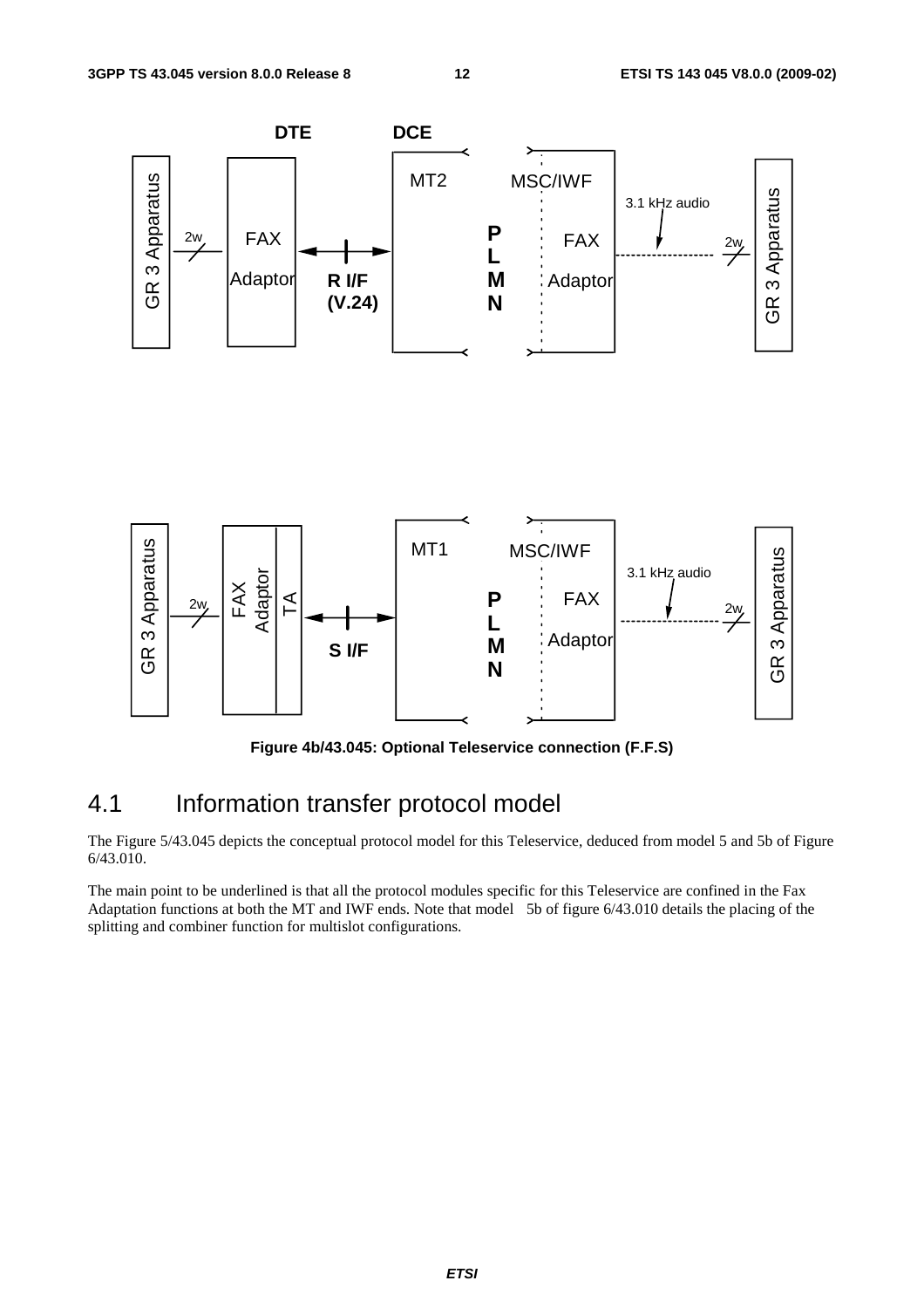Figure 4b/43.045: Optional Teleservice connection (F.F.S)

## 4.1 Information transfer protocol model

The Figure 5/43.045 depicts the conceptual protocol model for this Teleservice, deduced from model 5 and 5b of Figure 6/43.010.

The main point to be underlined is that all the protocol modules specific for this Teleservice are confined in the Fax Adaptation functions at both the MT and IWF ends. Note that model 5b of figure 6/43.010 details the placing of the splitting and combiner function for multislot configurations.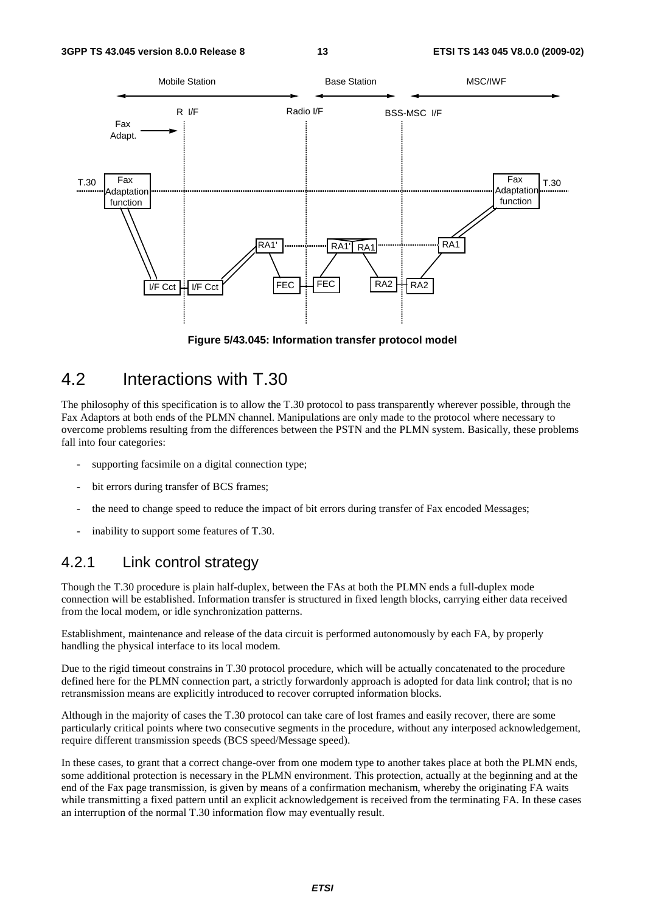**Figure 5/43.045: Information transfer protocol model**

## 4.2 Interactions with T.30

The philosophy of this specification is to allow the T.30 protocol to pass transparently wherever possible, through the Fax Adaptors at both ends of the PLMN channel. Manipulations are only made to the protocol where necessary to overcome problems resulting from the differences between the PSTN and the PLMN system. Basically, these problems fall into four categories:

- supporting facsimile on a digital connection type;
- bit errors during transfer of BCS frames;
- the need to change speed to reduce the impact of bit errors during transfer of Fax encoded Messages;
- inability to support some features of T.30.

### 4.2.1 Link control strategy

Though the T.30 procedure is plain half-duplex, between the FAs at both the PLMN ends a full-duplex mode connection will be established. Information transfer is structured in fixed length blocks, carrying either data received from the local modem, or idle synchronization patterns.

Establishment, maintenance and release of the data circuit is performed autonomously by each FA, by properly handling the physical interface to its local modem.

Due to the rigid timeout constrains in T.30 protocol procedure, which will be actually concatenated to the procedure defined here for the PLMN connection part, a strictly forwardonly approach is adopted for data link control; that is no retransmission means are explicitly introduced to recover corrupted information blocks.

Although in the majority of cases the T.30 protocol can take care of lost frames and easily recover, there are some particularly critical points where two consecutive segments in the procedure, without any interposed acknowledgement, require different transmission speeds (BCS speed/Message speed).

In these cases, to grant that a correct change-over from one modem type to another takes place at both the PLMN ends, some additional protection is necessary in the PLMN environment. This protection, actually at the beginning and at the end of the Fax page transmission, is given by means of a confirmation mechanism, whereby the originating FA waits while transmitting a fixed pattern until an explicit acknowledgement is received from the terminating FA. In these cases an interruption of the normal T.30 information flow may eventually result.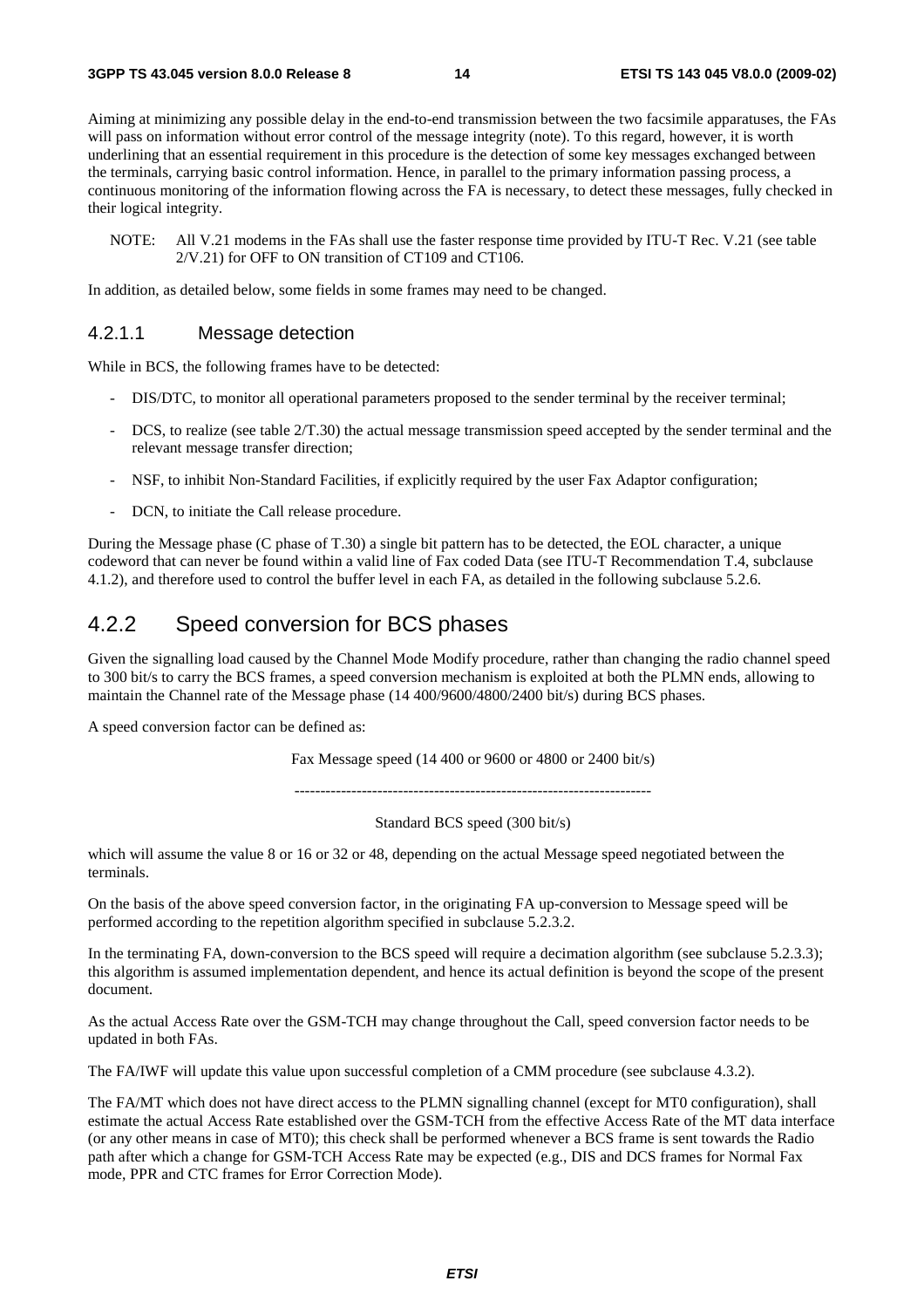Aiming at minimizing any possible delay in the end-to-end transmission between the two facsimile apparatuses, the FAs will pass on information without error control of the message integrity (note). To this regard, however, it is worth underlining that an essential requirement in this procedure is the detection of some key messages exchanged between the terminals, carrying basic control information. Hence, in parallel to the primary information passing process, a continuous monitoring of the information flowing across the FA is necessary, to detect these messages, fully checked in their logical integrity.

NOTE: All V.21 modems in the FAs shall use the faster response time provided by ITU-T Rec. V.21 (see table 2/V.21) for OFF to ON transition of CT109 and CT106.

In addition, as detailed below, some fields in some frames may need to be changed.

#### 4.2.1.1 Message detection

While in BCS, the following frames have to be detected:

- DIS/DTC, to monitor all operational parameters proposed to the sender terminal by the receiver terminal;
- DCS, to realize (see table 2/T.30) the actual message transmission speed accepted by the sender terminal and the relevant message transfer direction;
- NSF, to inhibit Non-Standard Facilities, if explicitly required by the user Fax Adaptor configuration;
- DCN, to initiate the Call release procedure.

During the Message phase (C phase of T.30) a single bit pattern has to be detected, the EOL character, a unique codeword that can never be found within a valid line of Fax coded Data (see ITU-T Recommendation T.4, subclause 4.1.2), and therefore used to control the buffer level in each FA, as detailed in the following subclause 5.2.6.

### 4.2.2 Speed conversion for BCS phases

Given the signalling load caused by the Channel Mode Modify procedure, rather than changing the radio channel speed to 300 bit/s to carry the BCS frames, a speed conversion mechanism is exploited at both the PLMN ends, allowing to maintain the Channel rate of the Message phase (14 400/9600/4800/2400 bit/s) during BCS phases.

A speed conversion factor can be defined as:

$$\frac{\text{Fax Message speed (14 400 or 9600 or 4800 or 2400 bit/s)}}{\text{Standard BCS speed (300 bit/s)}}$$

which will assume the value 8 or 16 or 32 or 48, depending on the actual Message speed negotiated between the terminals.

On the basis of the above speed conversion factor, in the originating FA up-conversion to Message speed will be performed according to the repetition algorithm specified in subclause 5.2.3.2.

In the terminating FA, down-conversion to the BCS speed will require a decimation algorithm (see subclause 5.2.3.3); this algorithm is assumed implementation dependent, and hence its actual definition is beyond the scope of the present document.

As the actual Access Rate over the GSM-TCH may change throughout the Call, speed conversion factor needs to be updated in both FAs.

The FA/IWF will update this value upon successful completion of a CMM procedure (see subclause 4.3.2).

The FA/MT which does not have direct access to the PLMN signalling channel (except for MT0 configuration), shall estimate the actual Access Rate established over the GSM-TCH from the effective Access Rate of the MT data interface (or any other means in case of MT0); this check shall be performed whenever a BCS frame is sent towards the Radio path after which a change for GSM-TCH Access Rate may be expected (e.g., DIS and DCS frames for Normal Fax mode, PPR and CTC frames for Error Correction Mode).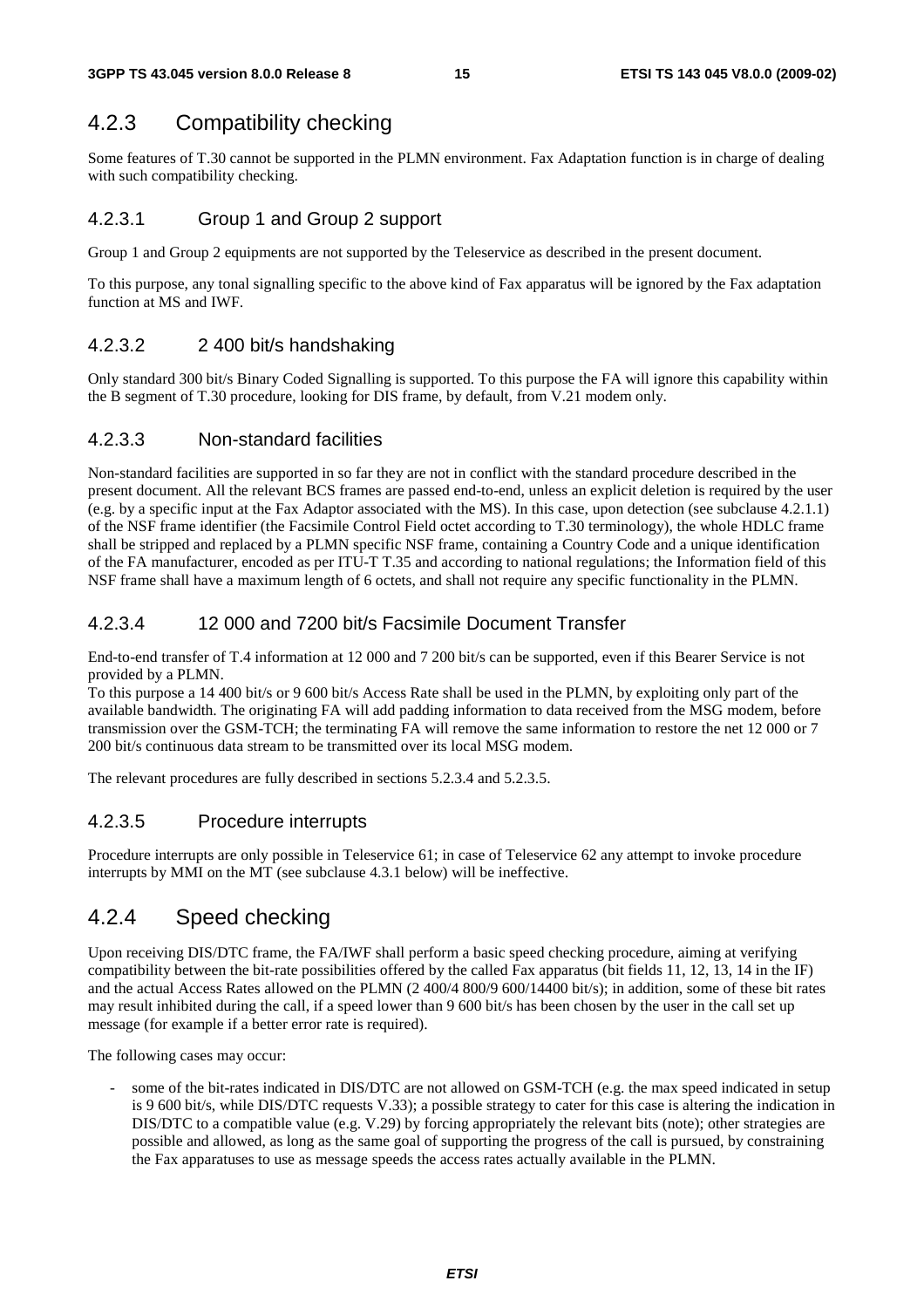### 4.2.3 Compatibility checking

Some features of T.30 cannot be supported in the PLMN environment. Fax Adaptation function is in charge of dealing with such compatibility checking.

#### 4.2.3.1 Group 1 and Group 2 support

Group 1 and Group 2 equipments are not supported by the Teleservice as described in the present document.

To this purpose, any tonal signalling specific to the above kind of Fax apparatus will be ignored by the Fax adaptation function at MS and IWF.

#### 4.2.3.2 2 400 bit/s handshaking

Only standard 300 bit/s Binary Coded Signalling is supported. To this purpose the FA will ignore this capability within the B segment of T.30 procedure, looking for DIS frame, by default, from V.21 modem only.

#### 4.2.3.3 Non-standard facilities

Non-standard facilities are supported in so far they are not in conflict with the standard procedure described in the present document. All the relevant BCS frames are passed end-to-end, unless an explicit deletion is required by the user (e.g. by a specific input at the Fax Adaptor associated with the MS). In this case, upon detection (see subclause 4.2.1.1) of the NSF frame identifier (the Facsimile Control Field octet according to T.30 terminology), the whole HDLC frame shall be stripped and replaced by a PLMN specific NSF frame, containing a Country Code and a unique identification of the FA manufacturer, encoded as per ITU-T T.35 and according to national regulations; the Information field of this NSF frame shall have a maximum length of 6 octets, and shall not require any specific functionality in the PLMN.

#### 4.2.3.4 12 000 and 7200 bit/s Facsimile Document Transfer

End-to-end transfer of T.4 information at 12 000 and 7 200 bit/s can be supported, even if this Bearer Service is not provided by a PLMN.
To this purpose a 14 400 bit/s or 9 600 bit/s Access Rate shall be used in the PLMN, by exploiting only part of the available bandwidth. The originating FA will add padding information to data received from the MSG modem, before transmission over the GSM-TCH; the terminating FA will remove the same information to restore the net 12 000 or 7 200 bit/s continuous data stream to be transmitted over its local MSG modem.

The relevant procedures are fully described in sections 5.2.3.4 and 5.2.3.5.

#### 4.2.3.5 Procedure interrupts

Procedure interrupts are only possible in Teleservice 61; in case of Teleservice 62 any attempt to invoke procedure interrupts by MMI on the MT (see subclause 4.3.1 below) will be ineffective.

### 4.2.4 Speed checking

Upon receiving DIS/DTC frame, the FA/IWF shall perform a basic speed checking procedure, aiming at verifying compatibility between the bit-rate possibilities offered by the called Fax apparatus (bit fields 11, 12, 13, 14 in the IF) and the actual Access Rates allowed on the PLMN (2 400/4 800/9 600/14400 bit/s); in addition, some of these bit rates may result inhibited during the call, if a speed lower than 9 600 bit/s has been chosen by the user in the call set up message (for example if a better error rate is required).

The following cases may occur:

- some of the bit-rates indicated in DIS/DTC are not allowed on GSM-TCH (e.g. the max speed indicated in setup is 9 600 bit/s, while DIS/DTC requests V.33); a possible strategy to cater for this case is altering the indication in DIS/DTC to a compatible value (e.g. V.29) by forcing appropriately the relevant bits (note); other strategies are possible and allowed, as long as the same goal of supporting the progress of the call is pursued, by constraining the Fax apparatuses to use as message speeds the access rates actually available in the PLMN.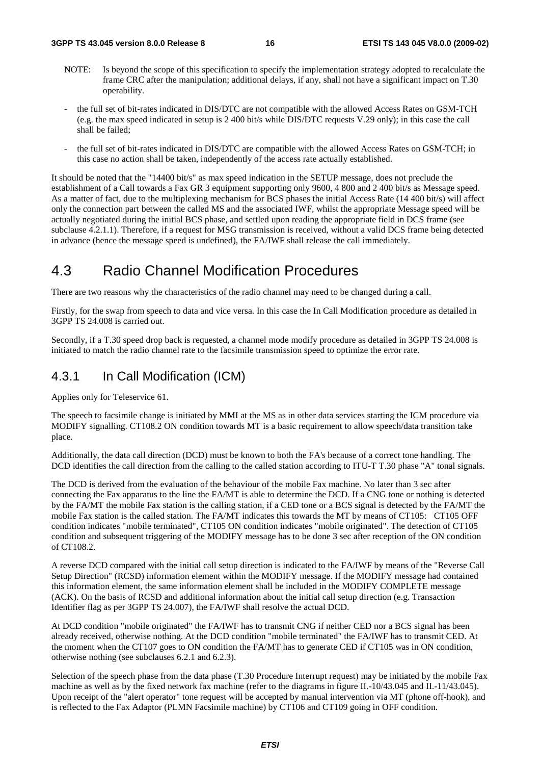NOTE: Is beyond the scope of this specification to specify the implementation strategy adopted to recalculate the frame CRC after the manipulation; additional delays, if any, shall not have a significant impact on T.30 operability.

- the full set of bit-rates indicated in DIS/DTC are not compatible with the allowed Access Rates on GSM-TCH (e.g. the max speed indicated in setup is 2 400 bit/s while DIS/DTC requests V.29 only); in this case the call shall be failed;
- the full set of bit-rates indicated in DIS/DTC are compatible with the allowed Access Rates on GSM-TCH; in this case no action shall be taken, independently of the access rate actually established.

It should be noted that the "14400 bit/s" as max speed indication in the SETUP message, does not preclude the establishment of a Call towards a Fax GR 3 equipment supporting only 9600, 4 800 and 2 400 bit/s as Message speed. As a matter of fact, due to the multiplexing mechanism for BCS phases the initial Access Rate (14 400 bit/s) will affect only the connection part between the called MS and the associated IWF, whilst the appropriate Message speed will be actually negotiated during the initial BCS phase, and settled upon reading the appropriate field in DCS frame (see subclause 4.2.1.1). Therefore, if a request for MSG transmission is received, without a valid DCS frame being detected in advance (hence the message speed is undefined), the FA/IWF shall release the call immediately.

## 4.3 Radio Channel Modification Procedures

There are two reasons why the characteristics of the radio channel may need to be changed during a call.

Firstly, for the swap from speech to data and vice versa. In this case the In Call Modification procedure as detailed in 3GPP TS 24.008 is carried out.

Secondly, if a T.30 speed drop back is requested, a channel mode modify procedure as detailed in 3GPP TS 24.008 is initiated to match the radio channel rate to the facsimile transmission speed to optimize the error rate.

### 4.3.1 In Call Modification (ICM)

Applies only for Teleservice 61.

The speech to facsimile change is initiated by MMI at the MS as in other data services starting the ICM procedure via MODIFY signalling. CT108.2 ON condition towards MT is a basic requirement to allow speech/data transition take place.

Additionally, the data call direction (DCD) must be known to both the FA's because of a correct tone handling. The DCD identifies the call direction from the calling to the called station according to ITU-T T.30 phase "A" tonal signals.

The DCD is derived from the evaluation of the behaviour of the mobile Fax machine. No later than 3 sec after connecting the Fax apparatus to the line the FA/MT is able to determine the DCD. If a CNG tone or nothing is detected by the FA/MT the mobile Fax station is the calling station, if a CED tone or a BCS signal is detected by the FA/MT the mobile Fax station is the called station. The FA/MT indicates this towards the MT by means of CT105: CT105 OFF condition indicates "mobile terminated", CT105 ON condition indicates "mobile originated". The detection of CT105 condition and subsequent triggering of the MODIFY message has to be done 3 sec after reception of the ON condition of CT108.2.

A reverse DCD compared with the initial call setup direction is indicated to the FA/IWF by means of the "Reverse Call Setup Direction" (RCSD) information element within the MODIFY message. If the MODIFY message had contained this information element, the same information element shall be included in the MODIFY COMPLETE message (ACK). On the basis of RCSD and additional information about the initial call setup direction (e.g. Transaction Identifier flag as per 3GPP TS 24.007), the FA/IWF shall resolve the actual DCD.

At DCD condition "mobile originated" the FA/IWF has to transmit CNG if neither CED nor a BCS signal has been already received, otherwise nothing. At the DCD condition "mobile terminated" the FA/IWF has to transmit CED. At the moment when the CT107 goes to ON condition the FA/MT has to generate CED if CT105 was in ON condition, otherwise nothing (see subclauses 6.2.1 and 6.2.3).

Selection of the speech phase from the data phase (T.30 Procedure Interrupt request) may be initiated by the mobile Fax machine as well as by the fixed network fax machine (refer to the diagrams in figure II.-10/43.045 and II.-11/43.045). Upon receipt of the "alert operator" tone request will be accepted by manual intervention via MT (phone off-hook), and is reflected to the Fax Adaptor (PLMN Facsimile machine) by CT106 and CT109 going in OFF condition.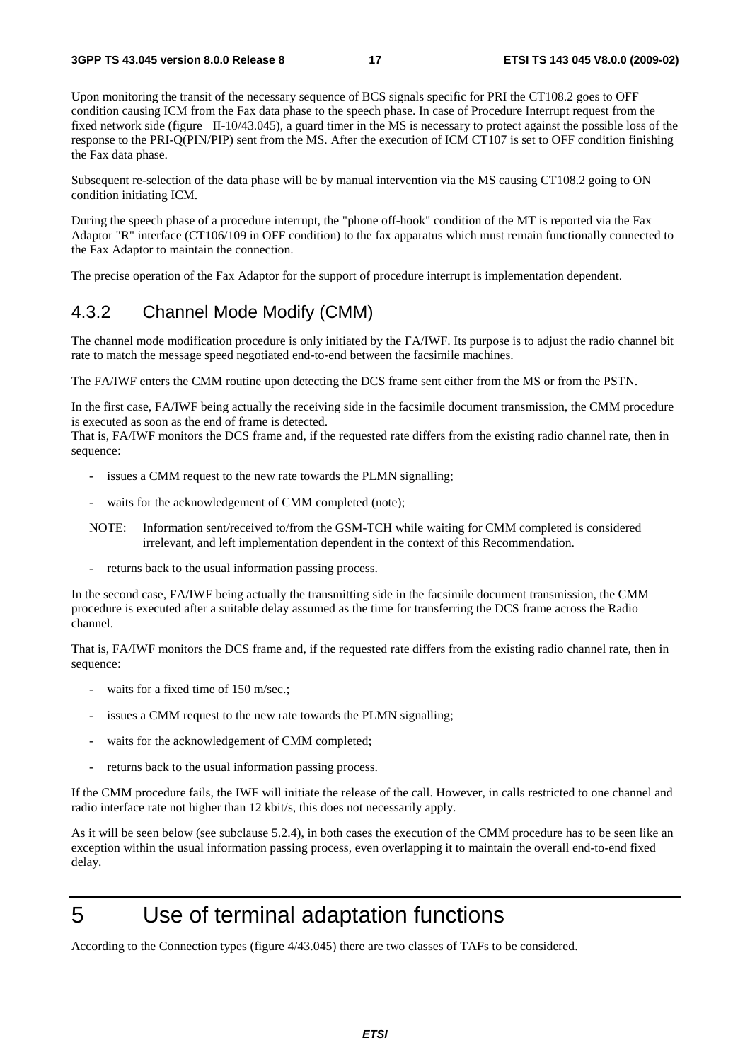Upon monitoring the transit of the necessary sequence of BCS signals specific for PRI the CT108.2 goes to OFF condition causing ICM from the Fax data phase to the speech phase. In case of Procedure Interrupt request from the fixed network side (figure II-10/43.045), a guard timer in the MS is necessary to protect against the possible loss of the response to the PRI-Q(PIN/PIP) sent from the MS. After the execution of ICM CT107 is set to OFF condition finishing the Fax data phase.

Subsequent re-selection of the data phase will be by manual intervention via the MS causing CT108.2 going to ON condition initiating ICM.

During the speech phase of a procedure interrupt, the "phone off-hook" condition of the MT is reported via the Fax Adaptor "R" interface (CT106/109 in OFF condition) to the fax apparatus which must remain functionally connected to the Fax Adaptor to maintain the connection.

The precise operation of the Fax Adaptor for the support of procedure interrupt is implementation dependent.

### 4.3.2 Channel Mode Modify (CMM)

The channel mode modification procedure is only initiated by the FA/IWF. Its purpose is to adjust the radio channel bit rate to match the message speed negotiated end-to-end between the facsimile machines.

The FA/IWF enters the CMM routine upon detecting the DCS frame sent either from the MS or from the PSTN.

In the first case, FA/IWF being actually the receiving side in the facsimile document transmission, the CMM procedure is executed as soon as the end of frame is detected.
That is, FA/IWF monitors the DCS frame and, if the requested rate differs from the existing radio channel rate, then in sequence:

- issues a CMM request to the new rate towards the PLMN signalling;
- waits for the acknowledgement of CMM completed (note);

NOTE: Information sent/received to/from the GSM-TCH while waiting for CMM completed is considered irrelevant, and left implementation dependent in the context of this Recommendation.

- returns back to the usual information passing process.

In the second case, FA/IWF being actually the transmitting side in the facsimile document transmission, the CMM procedure is executed after a suitable delay assumed as the time for transferring the DCS frame across the Radio channel.

That is, FA/IWF monitors the DCS frame and, if the requested rate differs from the existing radio channel rate, then in sequence:

- waits for a fixed time of 150 m/sec.;
- issues a CMM request to the new rate towards the PLMN signalling;
- waits for the acknowledgement of CMM completed;
- returns back to the usual information passing process.

If the CMM procedure fails, the IWF will initiate the release of the call. However, in calls restricted to one channel and radio interface rate not higher than 12 kbit/s, this does not necessarily apply.

As it will be seen below (see subclause 5.2.4), in both cases the execution of the CMM procedure has to be seen like an exception within the usual information passing process, even overlapping it to maintain the overall end-to-end fixed delay.

# 5 Use of terminal adaptation functions

According to the Connection types (figure 4/43.045) there are two classes of TAFs to be considered.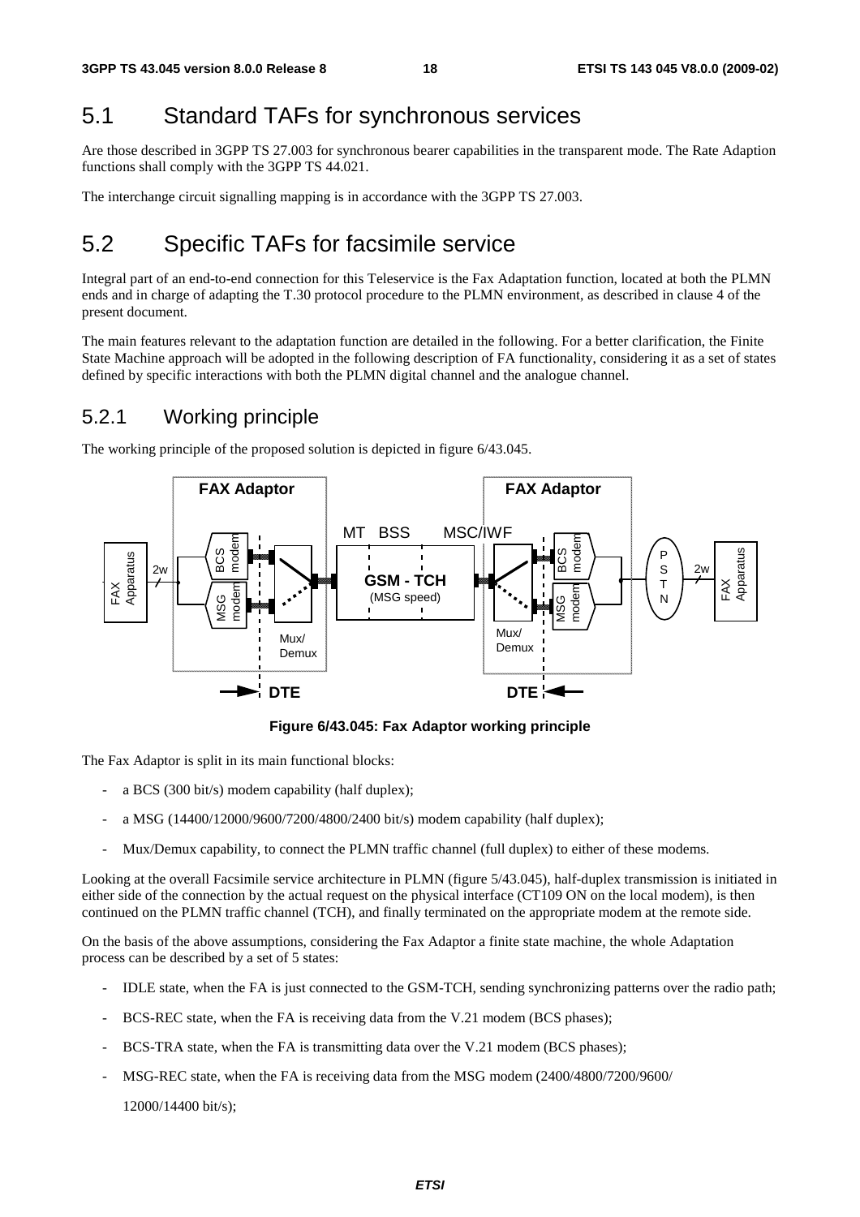## 5.1 Standard TAFs for synchronous services

Are those described in 3GPP TS 27.003 for synchronous bearer capabilities in the transparent mode. The Rate Adaption functions shall comply with the 3GPP TS 44.021.

The interchange circuit signalling mapping is in accordance with the 3GPP TS 27.003.

## 5.2 Specific TAFs for facsimile service

Integral part of an end-to-end connection for this Teleservice is the Fax Adaptation function, located at both the PLMN ends and in charge of adapting the T.30 protocol procedure to the PLMN environment, as described in clause 4 of the present document.

The main features relevant to the adaptation function are detailed in the following. For a better clarification, the Finite State Machine approach will be adopted in the following description of FA functionality, considering it as a set of states defined by specific interactions with both the PLMN digital channel and the analogue channel.

### 5.2.1 Working principle

The working principle of the proposed solution is depicted in figure 6/43.045.

**Figure 6/43.045: Fax Adaptor working principle**

The Fax Adaptor is split in its main functional blocks:

- a BCS (300 bit/s) modem capability (half duplex);
- a MSG (14400/12000/9600/7200/4800/2400 bit/s) modem capability (half duplex);
- Mux/Demux capability, to connect the PLMN traffic channel (full duplex) to either of these modems.

Looking at the overall Facsimile service architecture in PLMN (figure 5/43.045), half-duplex transmission is initiated in either side of the connection by the actual request on the physical interface (CT109 ON on the local modem), is then continued on the PLMN traffic channel (TCH), and finally terminated on the appropriate modem at the remote side.

On the basis of the above assumptions, considering the Fax Adaptor a finite state machine, the whole Adaptation process can be described by a set of 5 states:

- IDLE state, when the FA is just connected to the GSM-TCH, sending synchronizing patterns over the radio path;
- BCS-REC state, when the FA is receiving data from the V.21 modem (BCS phases);
- BCS-TRA state, when the FA is transmitting data over the V.21 modem (BCS phases);
- MSG-REC state, when the FA is receiving data from the MSG modem (2400/4800/7200/9600/12000/14400 bit/s);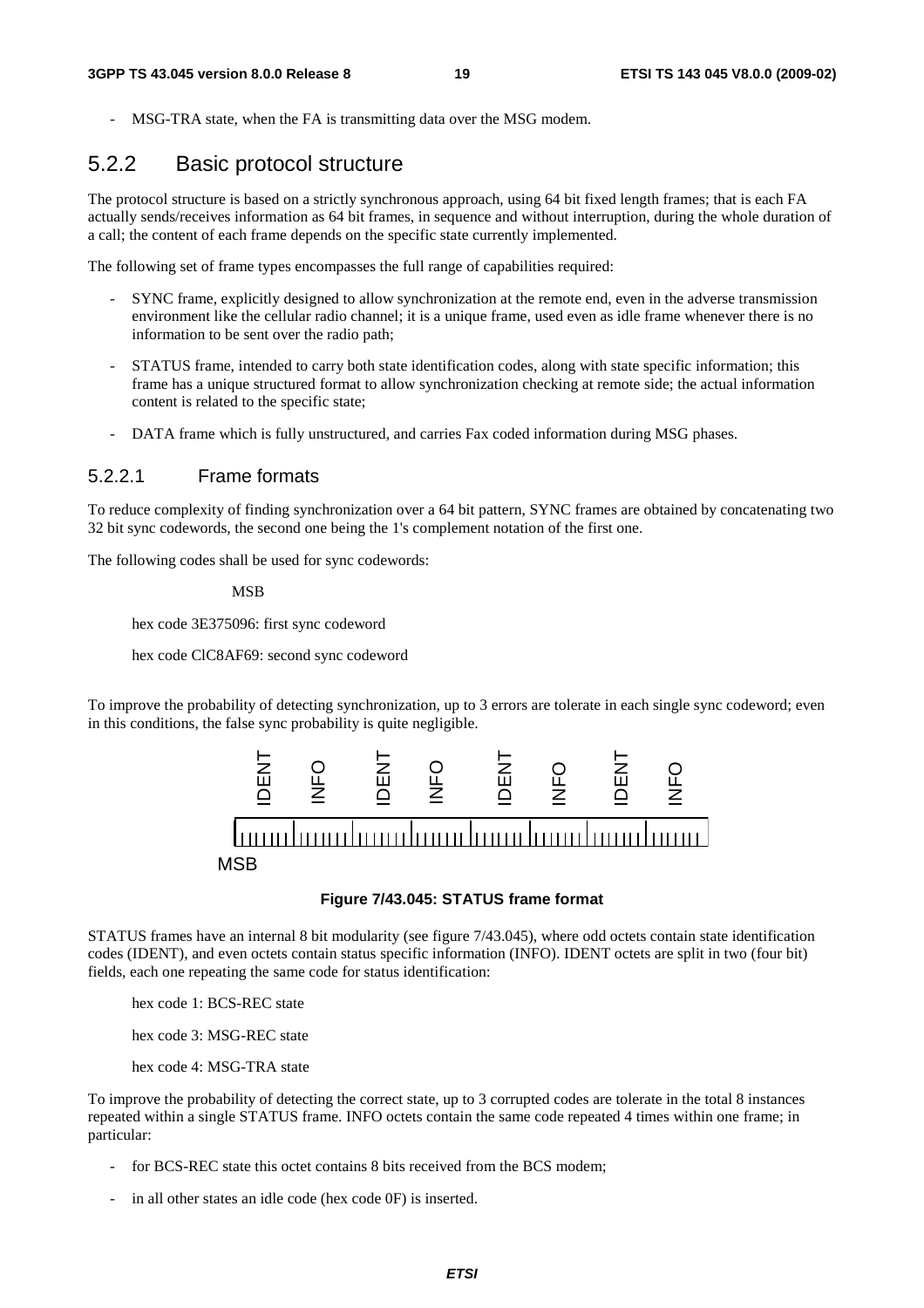- MSG-TRA state, when the FA is transmitting data over the MSG modem.

## 5.2.2 Basic protocol structure

The protocol structure is based on a strictly synchronous approach, using 64 bit fixed length frames; that is each FA actually sends/receives information as 64 bit frames, in sequence and without interruption, during the whole duration of a call; the content of each frame depends on the specific state currently implemented.

The following set of frame types encompasses the full range of capabilities required:

- SYNC frame, explicitly designed to allow synchronization at the remote end, even in the adverse transmission environment like the cellular radio channel; it is a unique frame, used even as idle frame whenever there is no information to be sent over the radio path;
- STATUS frame, intended to carry both state identification codes, along with state specific information; this frame has a unique structured format to allow synchronization checking at remote side; the actual information content is related to the specific state;
- DATA frame which is fully unstructured, and carries Fax coded information during MSG phases.

### 5.2.2.1 Frame formats

To reduce complexity of finding synchronization over a 64 bit pattern, SYNC frames are obtained by concatenating two 32 bit sync codewords, the second one being the 1's complement notation of the first one.

The following codes shall be used for sync codewords:

MSB

hex code 3E375096: first sync codeword

hex code ClC8AF69: second sync codeword

To improve the probability of detecting synchronization, up to 3 errors are tolerate in each single sync codeword; even in this conditions, the false sync probability is quite negligible.

| IDENT | INFO | IDENT | INFO | IDENT | INFO | IDENT | INFO |
|---|---|---|---|---|---|---|---|

MSB

**Figure 7/43.045: STATUS frame format**

STATUS frames have an internal 8 bit modularity (see figure 7/43.045), where odd octets contain state identification codes (IDENT), and even octets contain status specific information (INFO). IDENT octets are split in two (four bit) fields, each one repeating the same code for status identification:

hex code 1: BCS-REC state

hex code 3: MSG-REC state

hex code 4: MSG-TRA state

To improve the probability of detecting the correct state, up to 3 corrupted codes are tolerate in the total 8 instances repeated within a single STATUS frame. INFO octets contain the same code repeated 4 times within one frame; in particular:

- for BCS-REC state this octet contains 8 bits received from the BCS modem;
- in all other states an idle code (hex code 0F) is inserted.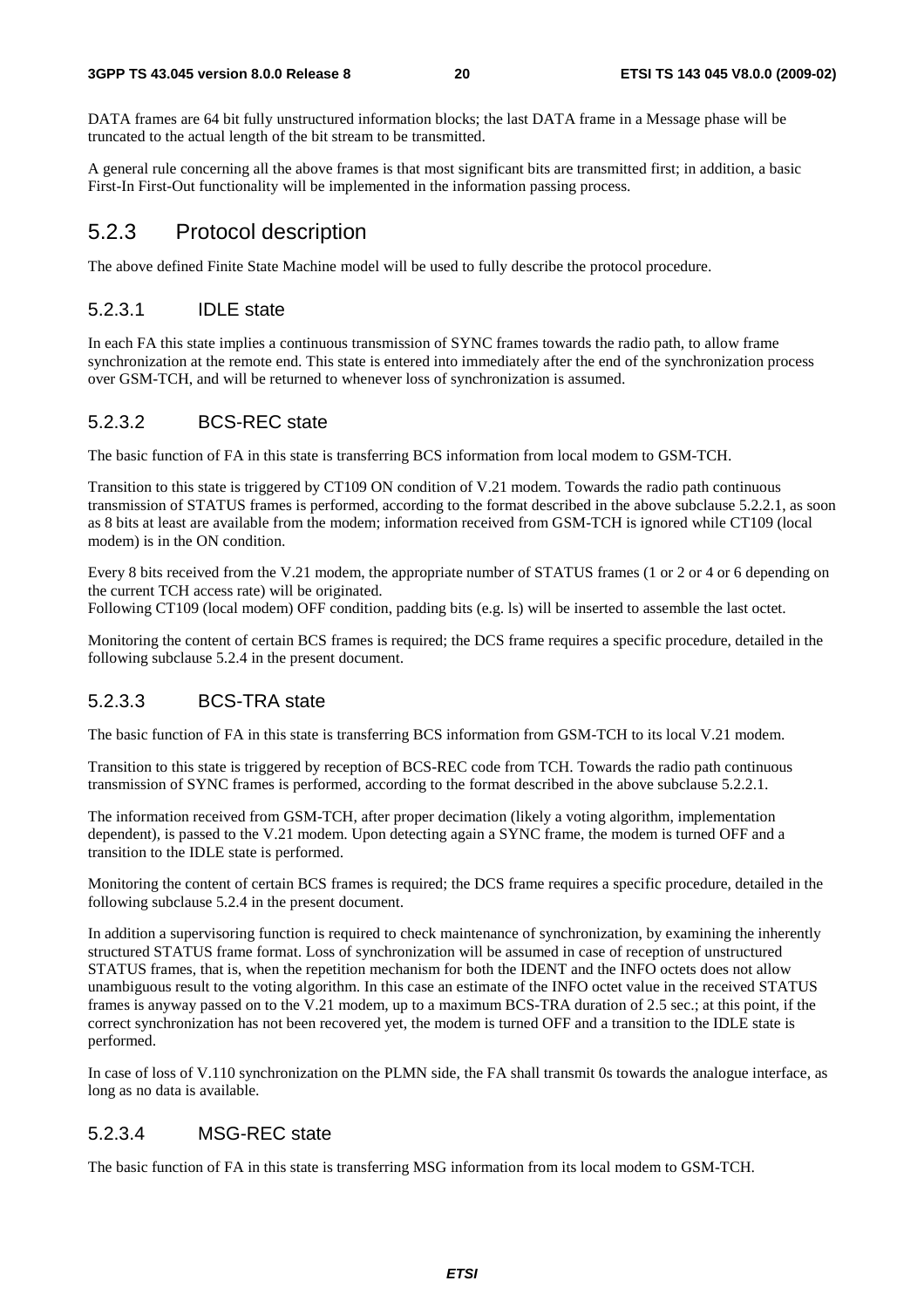DATA frames are 64 bit fully unstructured information blocks; the last DATA frame in a Message phase will be truncated to the actual length of the bit stream to be transmitted.

A general rule concerning all the above frames is that most significant bits are transmitted first; in addition, a basic First-In First-Out functionality will be implemented in the information passing process.

## 5.2.3 Protocol description

The above defined Finite State Machine model will be used to fully describe the protocol procedure.

### 5.2.3.1 IDLE state

In each FA this state implies a continuous transmission of SYNC frames towards the radio path, to allow frame synchronization at the remote end. This state is entered into immediately after the end of the synchronization process over GSM-TCH, and will be returned to whenever loss of synchronization is assumed.

### 5.2.3.2 BCS-REC state

The basic function of FA in this state is transferring BCS information from local modem to GSM-TCH.

Transition to this state is triggered by CT109 ON condition of V.21 modem. Towards the radio path continuous transmission of STATUS frames is performed, according to the format described in the above subclause 5.2.2.1, as soon as 8 bits at least are available from the modem; information received from GSM-TCH is ignored while CT109 (local modem) is in the ON condition.

Every 8 bits received from the V.21 modem, the appropriate number of STATUS frames (1 or 2 or 4 or 6 depending on the current TCH access rate) will be originated.
Following CT109 (local modem) OFF condition, padding bits (e.g. ls) will be inserted to assemble the last octet.

Monitoring the content of certain BCS frames is required; the DCS frame requires a specific procedure, detailed in the following subclause 5.2.4 in the present document.

### 5.2.3.3 BCS-TRA state

The basic function of FA in this state is transferring BCS information from GSM-TCH to its local V.21 modem.

Transition to this state is triggered by reception of BCS-REC code from TCH. Towards the radio path continuous transmission of SYNC frames is performed, according to the format described in the above subclause 5.2.2.1.

The information received from GSM-TCH, after proper decimation (likely a voting algorithm, implementation dependent), is passed to the V.21 modem. Upon detecting again a SYNC frame, the modem is turned OFF and a transition to the IDLE state is performed.

Monitoring the content of certain BCS frames is required; the DCS frame requires a specific procedure, detailed in the following subclause 5.2.4 in the present document.

In addition a supervisoring function is required to check maintenance of synchronization, by examining the inherently structured STATUS frame format. Loss of synchronization will be assumed in case of reception of unstructured STATUS frames, that is, when the repetition mechanism for both the IDENT and the INFO octets does not allow unambiguous result to the voting algorithm. In this case an estimate of the INFO octet value in the received STATUS frames is anyway passed on to the V.21 modem, up to a maximum BCS-TRA duration of 2.5 sec.; at this point, if the correct synchronization has not been recovered yet, the modem is turned OFF and a transition to the IDLE state is performed.

In case of loss of V.110 synchronization on the PLMN side, the FA shall transmit 0s towards the analogue interface, as long as no data is available.

### 5.2.3.4 MSG-REC state

The basic function of FA in this state is transferring MSG information from its local modem to GSM-TCH.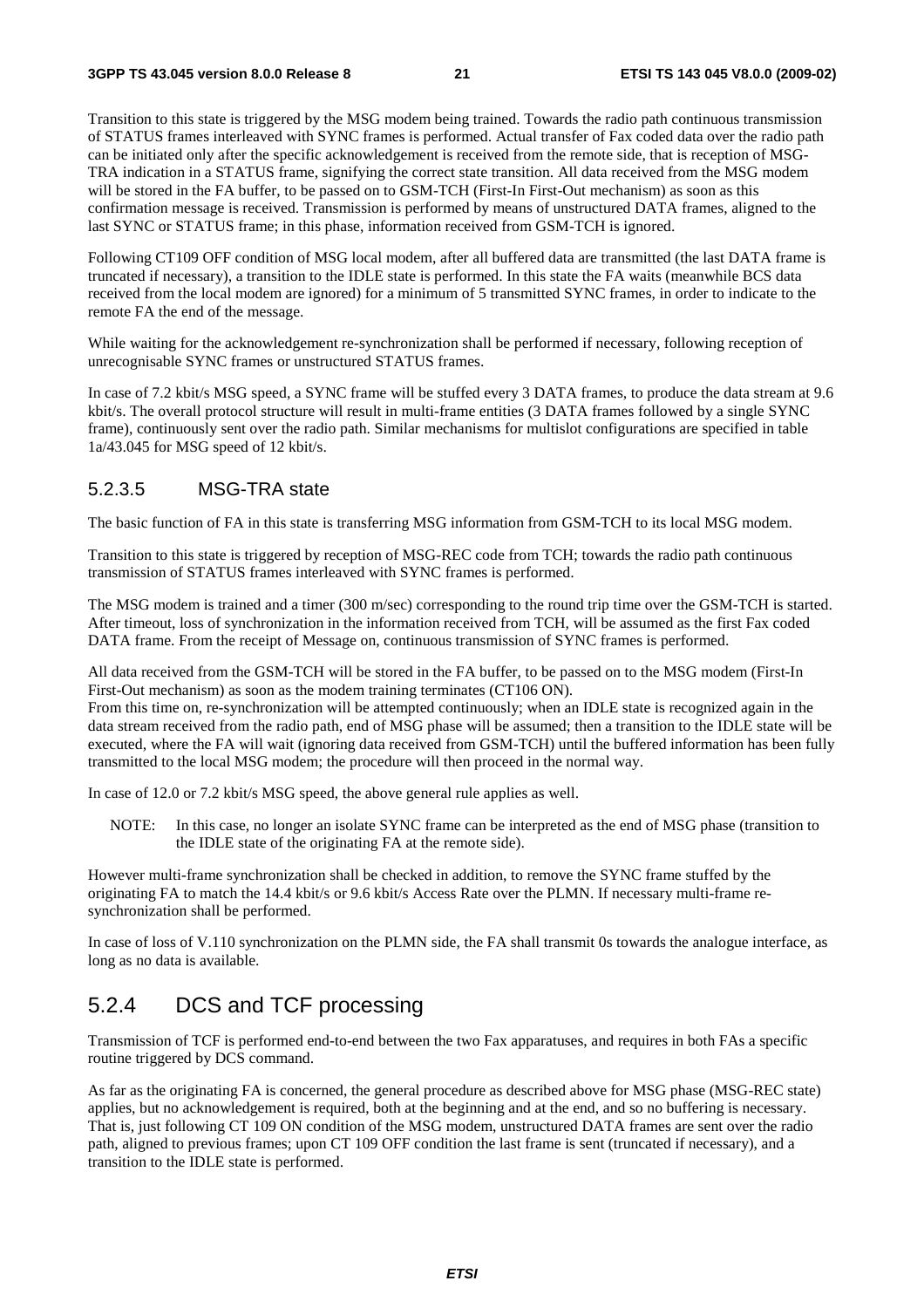Transition to this state is triggered by the MSG modem being trained. Towards the radio path continuous transmission of STATUS frames interleaved with SYNC frames is performed. Actual transfer of Fax coded data over the radio path can be initiated only after the specific acknowledgement is received from the remote side, that is reception of MSG-TRA indication in a STATUS frame, signifying the correct state transition. All data received from the MSG modem will be stored in the FA buffer, to be passed on to GSM-TCH (First-In First-Out mechanism) as soon as this confirmation message is received. Transmission is performed by means of unstructured DATA frames, aligned to the last SYNC or STATUS frame; in this phase, information received from GSM-TCH is ignored.

Following CT109 OFF condition of MSG local modem, after all buffered data are transmitted (the last DATA frame is truncated if necessary), a transition to the IDLE state is performed. In this state the FA waits (meanwhile BCS data received from the local modem are ignored) for a minimum of 5 transmitted SYNC frames, in order to indicate to the remote FA the end of the message.

While waiting for the acknowledgement re-synchronization shall be performed if necessary, following reception of unrecognisable SYNC frames or unstructured STATUS frames.

In case of 7.2 kbit/s MSG speed, a SYNC frame will be stuffed every 3 DATA frames, to produce the data stream at 9.6 kbit/s. The overall protocol structure will result in multi-frame entities (3 DATA frames followed by a single SYNC frame), continuously sent over the radio path. Similar mechanisms for multislot configurations are specified in table 1a/43.045 for MSG speed of 12 kbit/s.

#### 5.2.3.5 MSG-TRA state

The basic function of FA in this state is transferring MSG information from GSM-TCH to its local MSG modem.

Transition to this state is triggered by reception of MSG-REC code from TCH; towards the radio path continuous transmission of STATUS frames interleaved with SYNC frames is performed.

The MSG modem is trained and a timer (300 m/sec) corresponding to the round trip time over the GSM-TCH is started. After timeout, loss of synchronization in the information received from TCH, will be assumed as the first Fax coded DATA frame. From the receipt of Message on, continuous transmission of SYNC frames is performed.

All data received from the GSM-TCH will be stored in the FA buffer, to be passed on to the MSG modem (First-In First-Out mechanism) as soon as the modem training terminates (CT106 ON).
From this time on, re-synchronization will be attempted continuously; when an IDLE state is recognized again in the data stream received from the radio path, end of MSG phase will be assumed; then a transition to the IDLE state will be executed, where the FA will wait (ignoring data received from GSM-TCH) until the buffered information has been fully transmitted to the local MSG modem; the procedure will then proceed in the normal way.

In case of 12.0 or 7.2 kbit/s MSG speed, the above general rule applies as well.

NOTE: In this case, no longer an isolate SYNC frame can be interpreted as the end of MSG phase (transition to the IDLE state of the originating FA at the remote side).

However multi-frame synchronization shall be checked in addition, to remove the SYNC frame stuffed by the originating FA to match the 14.4 kbit/s or 9.6 kbit/s Access Rate over the PLMN. If necessary multi-frame re-synchronization shall be performed.

In case of loss of V.110 synchronization on the PLMN side, the FA shall transmit 0s towards the analogue interface, as long as no data is available.

### 5.2.4 DCS and TCF processing

Transmission of TCF is performed end-to-end between the two Fax apparatuses, and requires in both FAs a specific routine triggered by DCS command.

As far as the originating FA is concerned, the general procedure as described above for MSG phase (MSG-REC state) applies, but no acknowledgement is required, both at the beginning and at the end, and so no buffering is necessary. That is, just following CT 109 ON condition of the MSG modem, unstructured DATA frames are sent over the radio path, aligned to previous frames; upon CT 109 OFF condition the last frame is sent (truncated if necessary), and a transition to the IDLE state is performed.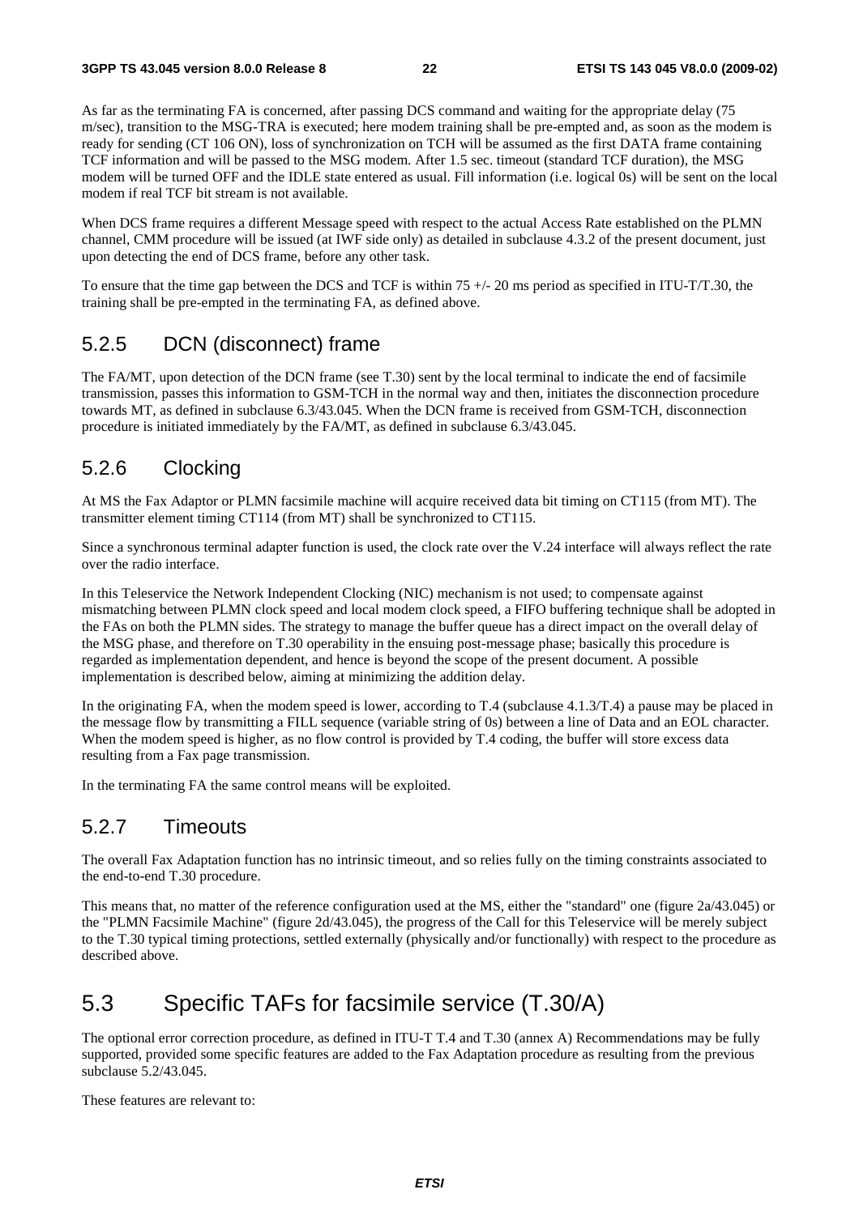As far as the terminating FA is concerned, after passing DCS command and waiting for the appropriate delay (75 m/sec), transition to the MSG-TRA is executed; here modem training shall be pre-empted and, as soon as the modem is ready for sending (CT 106 ON), loss of synchronization on TCH will be assumed as the first DATA frame containing TCF information and will be passed to the MSG modem. After 1.5 sec. timeout (standard TCF duration), the MSG modem will be turned OFF and the IDLE state entered as usual. Fill information (i.e. logical 0s) will be sent on the local modem if real TCF bit stream is not available.

When DCS frame requires a different Message speed with respect to the actual Access Rate established on the PLMN channel, CMM procedure will be issued (at IWF side only) as detailed in subclause 4.3.2 of the present document, just upon detecting the end of DCS frame, before any other task.

To ensure that the time gap between the DCS and TCF is within 75 +/- 20 ms period as specified in ITU-T/T.30, the training shall be pre-empted in the terminating FA, as defined above.

## 5.2.5 DCN (disconnect) frame

The FA/MT, upon detection of the DCN frame (see T.30) sent by the local terminal to indicate the end of facsimile transmission, passes this information to GSM-TCH in the normal way and then, initiates the disconnection procedure towards MT, as defined in subclause 6.3/43.045. When the DCN frame is received from GSM-TCH, disconnection procedure is initiated immediately by the FA/MT, as defined in subclause 6.3/43.045.

## 5.2.6 Clocking

At MS the Fax Adaptor or PLMN facsimile machine will acquire received data bit timing on CT115 (from MT). The transmitter element timing CT114 (from MT) shall be synchronized to CT115.

Since a synchronous terminal adapter function is used, the clock rate over the V.24 interface will always reflect the rate over the radio interface.

In this Teleservice the Network Independent Clocking (NIC) mechanism is not used; to compensate against mismatching between PLMN clock speed and local modem clock speed, a FIFO buffering technique shall be adopted in the FAs on both the PLMN sides. The strategy to manage the buffer queue has a direct impact on the overall delay of the MSG phase, and therefore on T.30 operability in the ensuing post-message phase; basically this procedure is regarded as implementation dependent, and hence is beyond the scope of the present document. A possible implementation is described below, aiming at minimizing the addition delay.

In the originating FA, when the modem speed is lower, according to T.4 (subclause 4.1.3/T.4) a pause may be placed in the message flow by transmitting a FILL sequence (variable string of 0s) between a line of Data and an EOL character. When the modem speed is higher, as no flow control is provided by T.4 coding, the buffer will store excess data resulting from a Fax page transmission.

In the terminating FA the same control means will be exploited.

## 5.2.7 Timeouts

The overall Fax Adaptation function has no intrinsic timeout, and so relies fully on the timing constraints associated to the end-to-end T.30 procedure.

This means that, no matter of the reference configuration used at the MS, either the "standard" one (figure 2a/43.045) or the "PLMN Facsimile Machine" (figure 2d/43.045), the progress of the Call for this Teleservice will be merely subject to the T.30 typical timing protections, settled externally (physically and/or functionally) with respect to the procedure as described above.

# 5.3 Specific TAFs for facsimile service (T.30/A)

The optional error correction procedure, as defined in ITU-T T.4 and T.30 (annex A) Recommendations may be fully supported, provided some specific features are added to the Fax Adaptation procedure as resulting from the previous subclause 5.2/43.045.

These features are relevant to: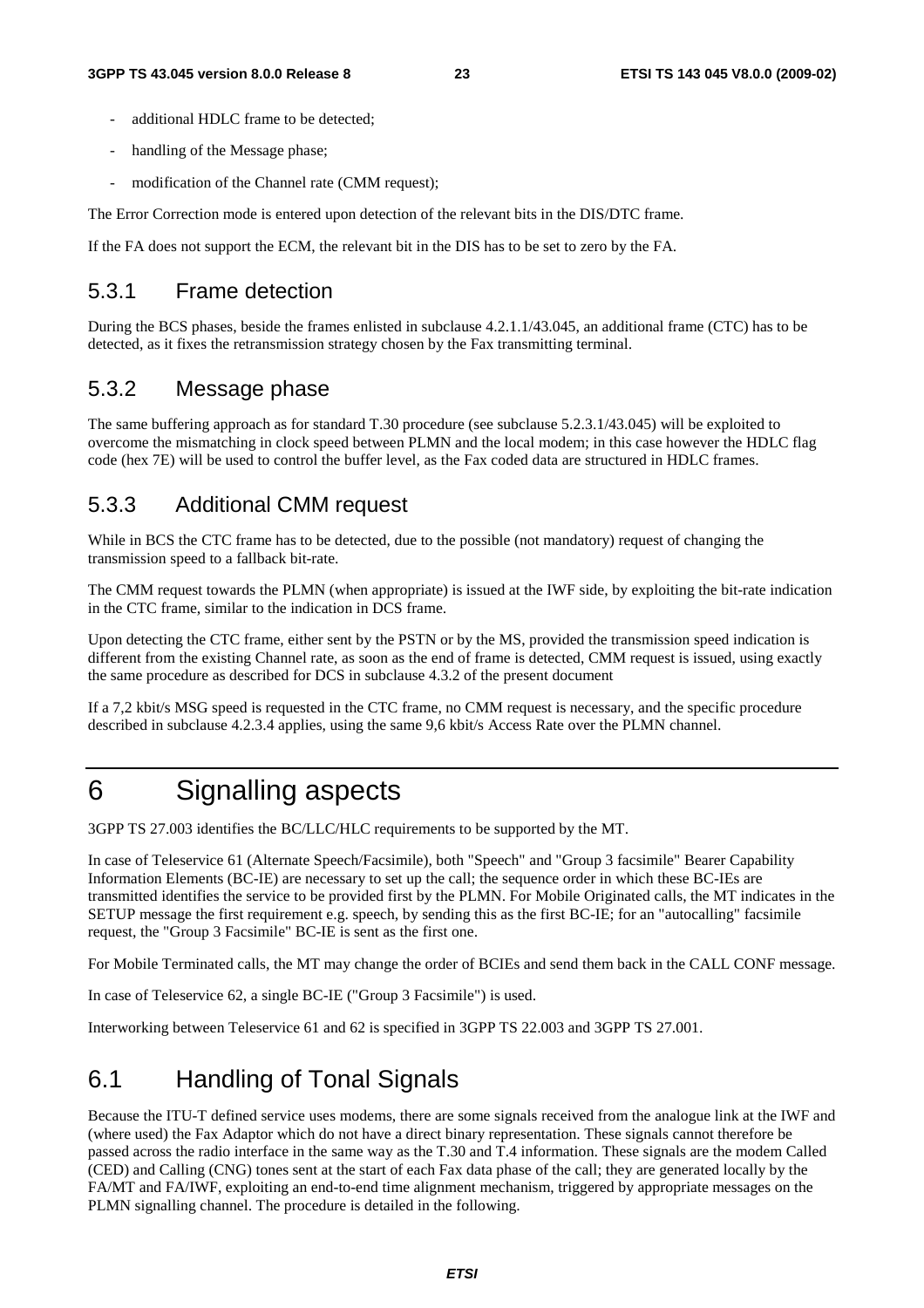- additional HDLC frame to be detected;
- handling of the Message phase;
- modification of the Channel rate (CMM request);

The Error Correction mode is entered upon detection of the relevant bits in the DIS/DTC frame.

If the FA does not support the ECM, the relevant bit in the DIS has to be set to zero by the FA.

### 5.3.1 Frame detection

During the BCS phases, beside the frames enlisted in subclause 4.2.1.1/43.045, an additional frame (CTC) has to be detected, as it fixes the retransmission strategy chosen by the Fax transmitting terminal.

### 5.3.2 Message phase

The same buffering approach as for standard T.30 procedure (see subclause 5.2.3.1/43.045) will be exploited to overcome the mismatching in clock speed between PLMN and the local modem; in this case however the HDLC flag code (hex 7E) will be used to control the buffer level, as the Fax coded data are structured in HDLC frames.

### 5.3.3 Additional CMM request

While in BCS the CTC frame has to be detected, due to the possible (not mandatory) request of changing the transmission speed to a fallback bit-rate.

The CMM request towards the PLMN (when appropriate) is issued at the IWF side, by exploiting the bit-rate indication in the CTC frame, similar to the indication in DCS frame.

Upon detecting the CTC frame, either sent by the PSTN or by the MS, provided the transmission speed indication is different from the existing Channel rate, as soon as the end of frame is detected, CMM request is issued, using exactly the same procedure as described for DCS in subclause 4.3.2 of the present document

If a 7,2 kbit/s MSG speed is requested in the CTC frame, no CMM request is necessary, and the specific procedure described in subclause 4.2.3.4 applies, using the same 9,6 kbit/s Access Rate over the PLMN channel.

# 6 Signalling aspects

3GPP TS 27.003 identifies the BC/LLC/HLC requirements to be supported by the MT.

In case of Teleservice 61 (Alternate Speech/Facsimile), both "Speech" and "Group 3 facsimile" Bearer Capability Information Elements (BC-IE) are necessary to set up the call; the sequence order in which these BC-IEs are transmitted identifies the service to be provided first by the PLMN. For Mobile Originated calls, the MT indicates in the SETUP message the first requirement e.g. speech, by sending this as the first BC-IE; for an "autocalling" facsimile request, the "Group 3 Facsimile" BC-IE is sent as the first one.

For Mobile Terminated calls, the MT may change the order of BCIEs and send them back in the CALL CONF message.

In case of Teleservice 62, a single BC-IE ("Group 3 Facsimile") is used.

Interworking between Teleservice 61 and 62 is specified in 3GPP TS 22.003 and 3GPP TS 27.001.

## 6.1 Handling of Tonal Signals

Because the ITU-T defined service uses modems, there are some signals received from the analogue link at the IWF and (where used) the Fax Adaptor which do not have a direct binary representation. These signals cannot therefore be passed across the radio interface in the same way as the T.30 and T.4 information. These signals are the modem Called (CED) and Calling (CNG) tones sent at the start of each Fax data phase of the call; they are generated locally by the FA/MT and FA/IWF, exploiting an end-to-end time alignment mechanism, triggered by appropriate messages on the PLMN signalling channel. The procedure is detailed in the following.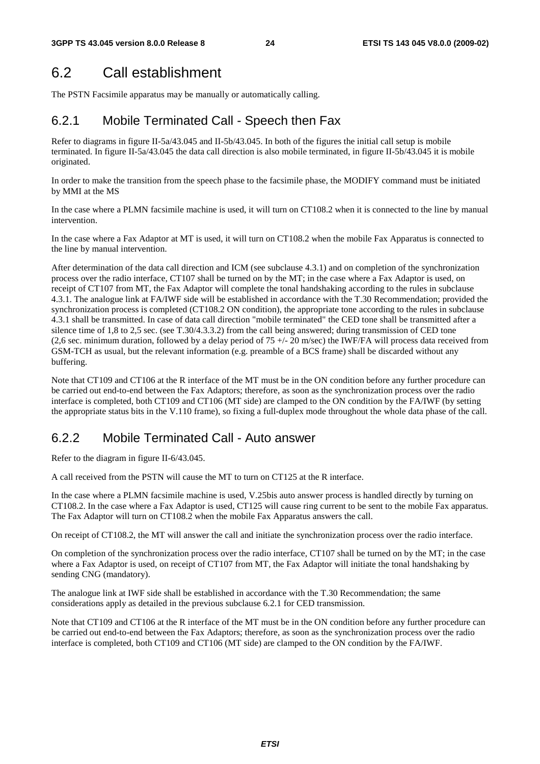## 6.2 Call establishment

The PSTN Facsimile apparatus may be manually or automatically calling.

### 6.2.1 Mobile Terminated Call - Speech then Fax

Refer to diagrams in figure II-5a/43.045 and II-5b/43.045. In both of the figures the initial call setup is mobile terminated. In figure II-5a/43.045 the data call direction is also mobile terminated, in figure II-5b/43.045 it is mobile originated.

In order to make the transition from the speech phase to the facsimile phase, the MODIFY command must be initiated by MMI at the MS

In the case where a PLMN facsimile machine is used, it will turn on CT108.2 when it is connected to the line by manual intervention.

In the case where a Fax Adaptor at MT is used, it will turn on CT108.2 when the mobile Fax Apparatus is connected to the line by manual intervention.

After determination of the data call direction and ICM (see subclause 4.3.1) and on completion of the synchronization process over the radio interface, CT107 shall be turned on by the MT; in the case where a Fax Adaptor is used, on receipt of CT107 from MT, the Fax Adaptor will complete the tonal handshaking according to the rules in subclause 4.3.1. The analogue link at FA/IWF side will be established in accordance with the T.30 Recommendation; provided the synchronization process is completed (CT108.2 ON condition), the appropriate tone according to the rules in subclause 4.3.1 shall be transmitted. In case of data call direction "mobile terminated" the CED tone shall be transmitted after a silence time of 1,8 to 2,5 sec. (see T.30/4.3.3.2) from the call being answered; during transmission of CED tone (2,6 sec. minimum duration, followed by a delay period of 75 +/- 20 m/sec) the IWF/FA will process data received from GSM-TCH as usual, but the relevant information (e.g. preamble of a BCS frame) shall be discarded without any buffering.

Note that CT109 and CT106 at the R interface of the MT must be in the ON condition before any further procedure can be carried out end-to-end between the Fax Adaptors; therefore, as soon as the synchronization process over the radio interface is completed, both CT109 and CT106 (MT side) are clamped to the ON condition by the FA/IWF (by setting the appropriate status bits in the V.110 frame), so fixing a full-duplex mode throughout the whole data phase of the call.

### 6.2.2 Mobile Terminated Call - Auto answer

Refer to the diagram in figure II-6/43.045.

A call received from the PSTN will cause the MT to turn on CT125 at the R interface.

In the case where a PLMN facsimile machine is used, V.25bis auto answer process is handled directly by turning on CT108.2. In the case where a Fax Adaptor is used, CT125 will cause ring current to be sent to the mobile Fax apparatus. The Fax Adaptor will turn on CT108.2 when the mobile Fax Apparatus answers the call.

On receipt of CT108.2, the MT will answer the call and initiate the synchronization process over the radio interface.

On completion of the synchronization process over the radio interface, CT107 shall be turned on by the MT; in the case where a Fax Adaptor is used, on receipt of CT107 from MT, the Fax Adaptor will initiate the tonal handshaking by sending CNG (mandatory).

The analogue link at IWF side shall be established in accordance with the T.30 Recommendation; the same considerations apply as detailed in the previous subclause 6.2.1 for CED transmission.

Note that CT109 and CT106 at the R interface of the MT must be in the ON condition before any further procedure can be carried out end-to-end between the Fax Adaptors; therefore, as soon as the synchronization process over the radio interface is completed, both CT109 and CT106 (MT side) are clamped to the ON condition by the FA/IWF.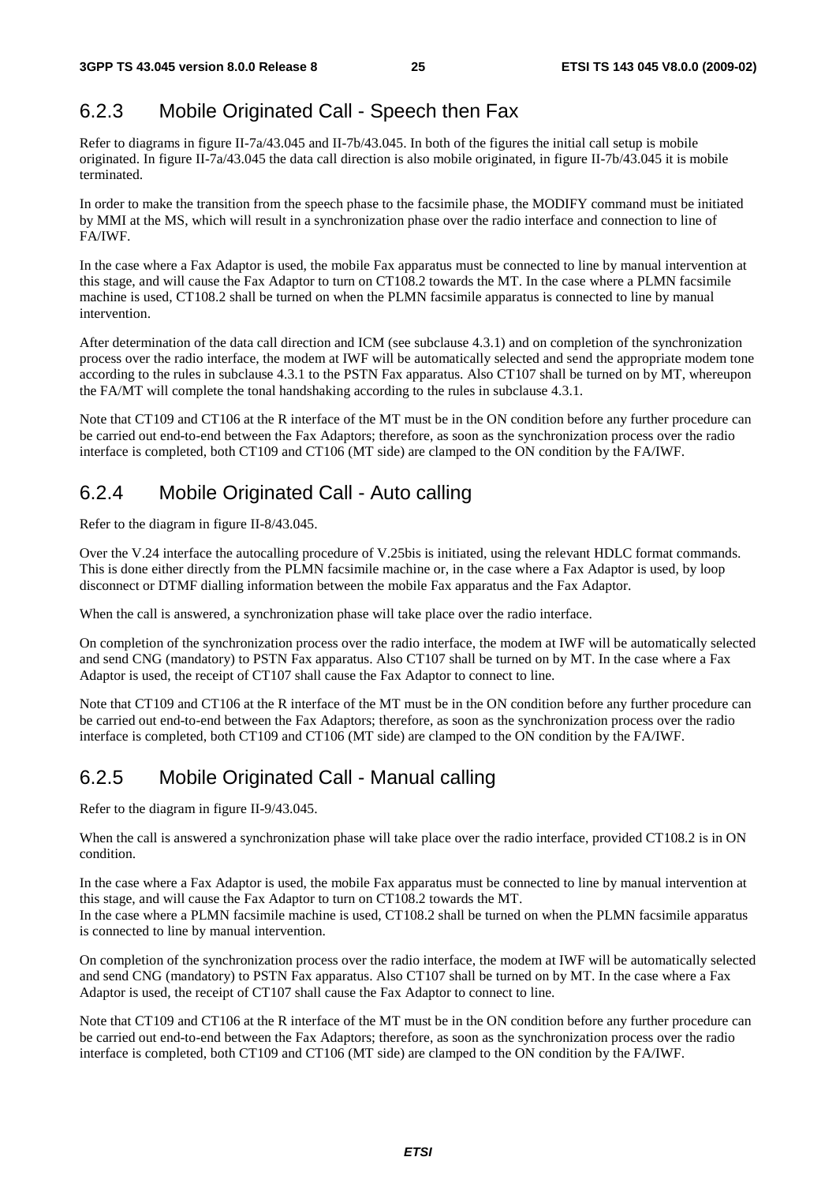### 6.2.3 Mobile Originated Call - Speech then Fax

Refer to diagrams in figure II-7a/43.045 and II-7b/43.045. In both of the figures the initial call setup is mobile originated. In figure II-7a/43.045 the data call direction is also mobile originated, in figure II-7b/43.045 it is mobile terminated.

In order to make the transition from the speech phase to the facsimile phase, the MODIFY command must be initiated by MMI at the MS, which will result in a synchronization phase over the radio interface and connection to line of FA/IWF.

In the case where a Fax Adaptor is used, the mobile Fax apparatus must be connected to line by manual intervention at this stage, and will cause the Fax Adaptor to turn on CT108.2 towards the MT. In the case where a PLMN facsimile machine is used, CT108.2 shall be turned on when the PLMN facsimile apparatus is connected to line by manual intervention.

After determination of the data call direction and ICM (see subclause 4.3.1) and on completion of the synchronization process over the radio interface, the modem at IWF will be automatically selected and send the appropriate modem tone according to the rules in subclause 4.3.1 to the PSTN Fax apparatus. Also CT107 shall be turned on by MT, whereupon the FA/MT will complete the tonal handshaking according to the rules in subclause 4.3.1.

Note that CT109 and CT106 at the R interface of the MT must be in the ON condition before any further procedure can be carried out end-to-end between the Fax Adaptors; therefore, as soon as the synchronization process over the radio interface is completed, both CT109 and CT106 (MT side) are clamped to the ON condition by the FA/IWF.

### 6.2.4 Mobile Originated Call - Auto calling

Refer to the diagram in figure II-8/43.045.

Over the V.24 interface the autocalling procedure of V.25bis is initiated, using the relevant HDLC format commands. This is done either directly from the PLMN facsimile machine or, in the case where a Fax Adaptor is used, by loop disconnect or DTMF dialling information between the mobile Fax apparatus and the Fax Adaptor.

When the call is answered, a synchronization phase will take place over the radio interface.

On completion of the synchronization process over the radio interface, the modem at IWF will be automatically selected and send CNG (mandatory) to PSTN Fax apparatus. Also CT107 shall be turned on by MT. In the case where a Fax Adaptor is used, the receipt of CT107 shall cause the Fax Adaptor to connect to line.

Note that CT109 and CT106 at the R interface of the MT must be in the ON condition before any further procedure can be carried out end-to-end between the Fax Adaptors; therefore, as soon as the synchronization process over the radio interface is completed, both CT109 and CT106 (MT side) are clamped to the ON condition by the FA/IWF.

### 6.2.5 Mobile Originated Call - Manual calling

Refer to the diagram in figure II-9/43.045.

When the call is answered a synchronization phase will take place over the radio interface, provided CT108.2 is in ON condition.

In the case where a Fax Adaptor is used, the mobile Fax apparatus must be connected to line by manual intervention at this stage, and will cause the Fax Adaptor to turn on CT108.2 towards the MT.
In the case where a PLMN facsimile machine is used, CT108.2 shall be turned on when the PLMN facsimile apparatus is connected to line by manual intervention.

On completion of the synchronization process over the radio interface, the modem at IWF will be automatically selected and send CNG (mandatory) to PSTN Fax apparatus. Also CT107 shall be turned on by MT. In the case where a Fax Adaptor is used, the receipt of CT107 shall cause the Fax Adaptor to connect to line.

Note that CT109 and CT106 at the R interface of the MT must be in the ON condition before any further procedure can be carried out end-to-end between the Fax Adaptors; therefore, as soon as the synchronization process over the radio interface is completed, both CT109 and CT106 (MT side) are clamped to the ON condition by the FA/IWF.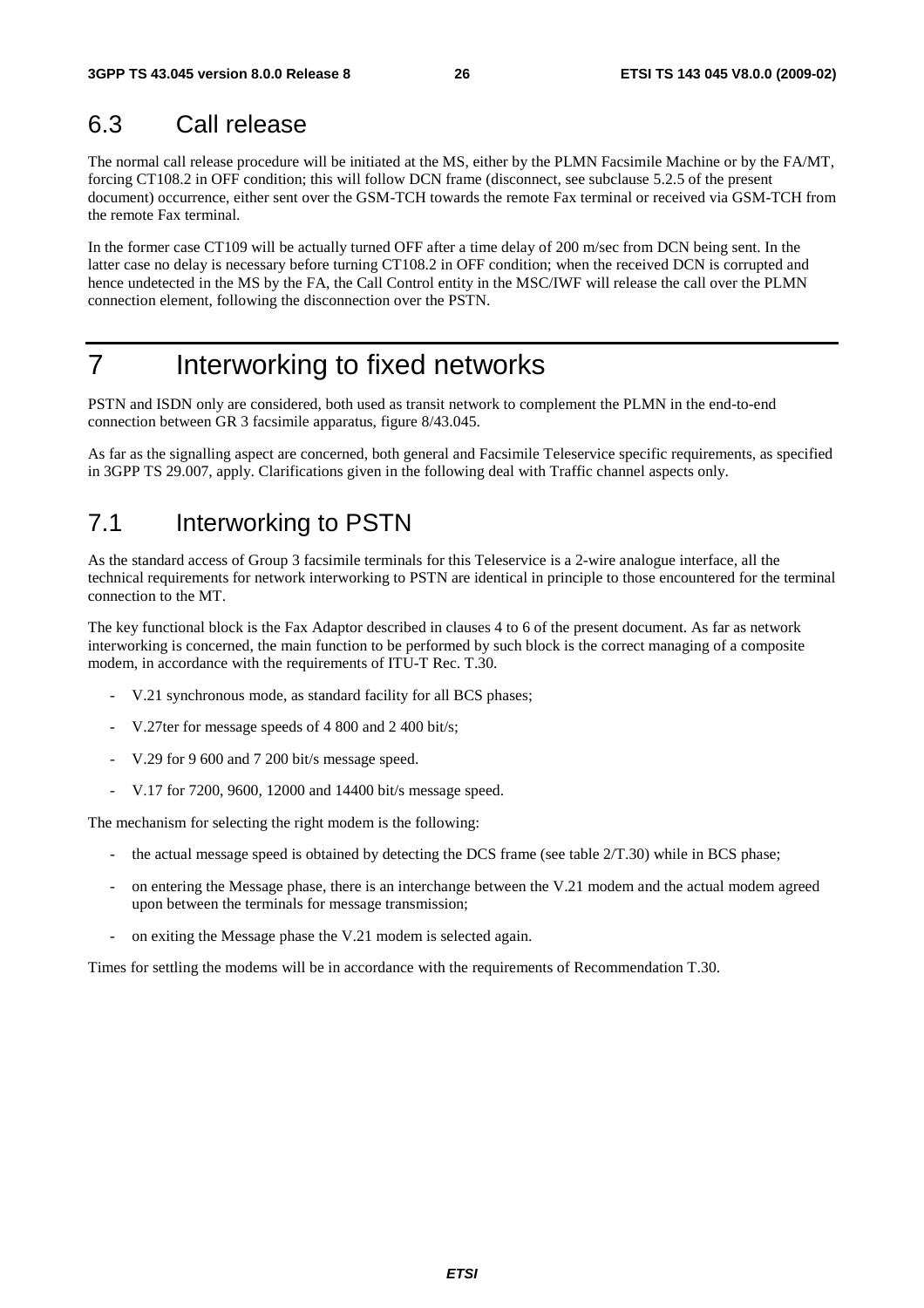## 6.3 Call release

The normal call release procedure will be initiated at the MS, either by the PLMN Facsimile Machine or by the FA/MT, forcing CT108.2 in OFF condition; this will follow DCN frame (disconnect, see subclause 5.2.5 of the present document) occurrence, either sent over the GSM-TCH towards the remote Fax terminal or received via GSM-TCH from the remote Fax terminal.

In the former case CT109 will be actually turned OFF after a time delay of 200 m/sec from DCN being sent. In the latter case no delay is necessary before turning CT108.2 in OFF condition; when the received DCN is corrupted and hence undetected in the MS by the FA, the Call Control entity in the MSC/IWF will release the call over the PLMN connection element, following the disconnection over the PSTN.

# 7 Interworking to fixed networks

PSTN and ISDN only are considered, both used as transit network to complement the PLMN in the end-to-end connection between GR 3 facsimile apparatus, figure 8/43.045.

As far as the signalling aspect are concerned, both general and Facsimile Teleservice specific requirements, as specified in 3GPP TS 29.007, apply. Clarifications given in the following deal with Traffic channel aspects only.

## 7.1 Interworking to PSTN

As the standard access of Group 3 facsimile terminals for this Teleservice is a 2-wire analogue interface, all the technical requirements for network interworking to PSTN are identical in principle to those encountered for the terminal connection to the MT.

The key functional block is the Fax Adaptor described in clauses 4 to 6 of the present document. As far as network interworking is concerned, the main function to be performed by such block is the correct managing of a composite modem, in accordance with the requirements of ITU-T Rec. T.30.

- V.21 synchronous mode, as standard facility for all BCS phases;
- V.27ter for message speeds of 4 800 and 2 400 bit/s;
- V.29 for 9 600 and 7 200 bit/s message speed.
- V.17 for 7200, 9600, 12000 and 14400 bit/s message speed.

The mechanism for selecting the right modem is the following:

- the actual message speed is obtained by detecting the DCS frame (see table 2/T.30) while in BCS phase;
- on entering the Message phase, there is an interchange between the V.21 modem and the actual modem agreed upon between the terminals for message transmission;
- on exiting the Message phase the V.21 modem is selected again.

Times for settling the modems will be in accordance with the requirements of Recommendation T.30.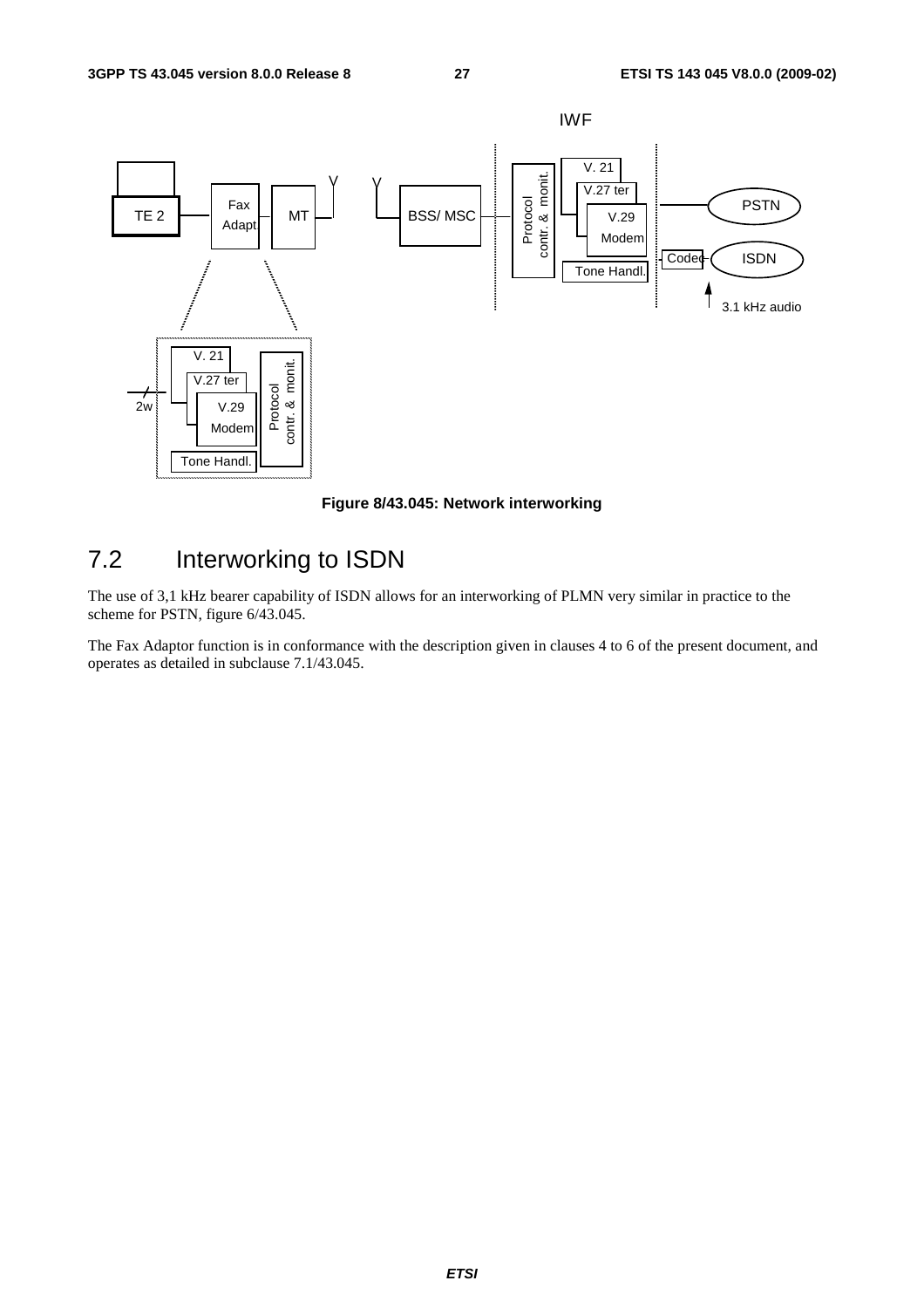Figure 8/43.045: Network interworking

## 7.2 Interworking to ISDN

The use of 3,1 kHz bearer capability of ISDN allows for an interworking of PLMN very similar in practice to the scheme for PSTN, figure 6/43.045.

The Fax Adaptor function is in conformance with the description given in clauses 4 to 6 of the present document, and operates as detailed in subclause 7.1/43.045.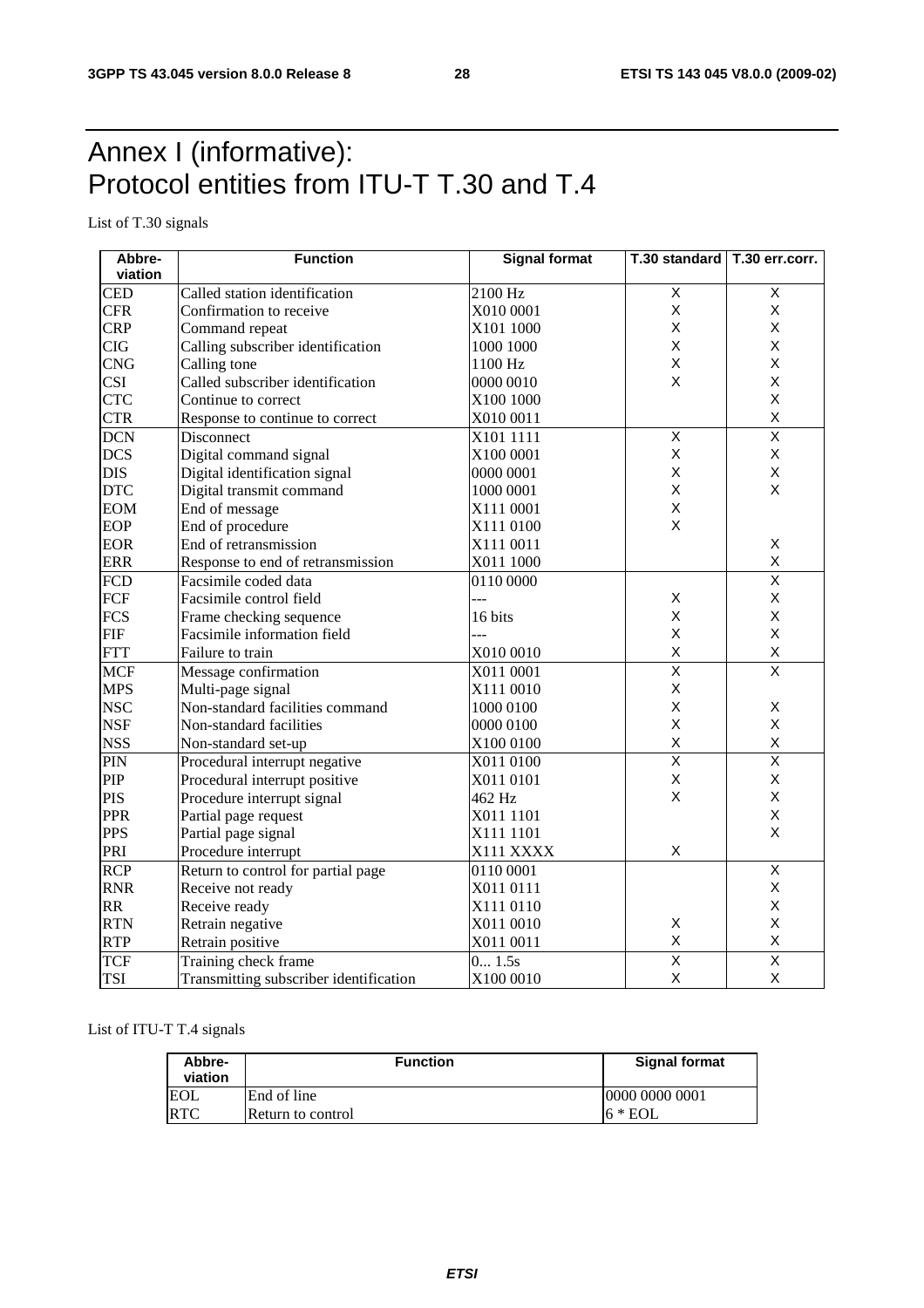# Annex I (informative): Protocol entities from ITU-T T.30 and T.4

List of T.30 signals

| Abbre-viation | Function | Signal format | T.30 standard | T.30 err.corr. |
|---|---|---|---|---|
| CED | Called station identification | 2100 Hz | X | X |
| CFR | Confirmation to receive | X010 0001 | X | X |
| CRP | Command repeat | X101 1000 | X | X |
| CIG | Calling subscriber identification | 1000 1000 | X | X |
| CNG | Calling tone | 1100 Hz | X | X |
| CSI | Called subscriber identification | 0000 0010 | X | X |
| CTC | Continue to correct | X100 1000 | | X |
| CTR | Response to continue to correct | X010 0011 | | X |
| DCN | Disconnect | X101 1111 | X | X |
| DCS | Digital command signal | X100 0001 | X | X |
| DIS | Digital identification signal | 0000 0001 | X | X |
| DTC | Digital transmit command | 1000 0001 | X | X |
| EOM | End of message | X111 0001 | X | |
| EOP | End of procedure | X111 0100 | X | |
| EOR | End of retransmission | X111 0011 | | X |
| ERR | Response to end of retransmission | X011 1000 | | X |
| FCD | Facsimile coded data | 0110 0000 | | X |
| FCF | Facsimile control field | --- | X | X |
| FCS | Frame checking sequence | 16 bits | X | X |
| FIF | Facsimile information field | --- | X | X |
| FTT | Failure to train | X010 0010 | X | X |
| MCF | Message confirmation | X011 0001 | X | X |
| MPS | Multi-page signal | X111 0010 | X | |
| NSC | Non-standard facilities command | 1000 0100 | X | X |
| NSF | Non-standard facilities | 0000 0100 | X | X |
| NSS | Non-standard set-up | X100 0100 | X | X |
| PIN | Procedural interrupt negative | X011 0100 | X | X |
| PIP | Procedural interrupt positive | X011 0101 | X | X |
| PIS | Procedure interrupt signal | 462 Hz | X | X |
| PPR | Partial page request | X011 1101 | | X |
| PPS | Partial page signal | X111 1101 | | X |
| PRI | Procedure interrupt | X111 XXXX | X | |
| RCP | Return to control for partial page | 0110 0001 | | X |
| RNR | Receive not ready | X011 0111 | | X |
| RR | Receive ready | X111 0110 | | X |
| RTN | Retrain negative | X011 0010 | X | X |
| RTP | Retrain positive | X011 0011 | X | X |
| TCF | Training check frame | 0... 1.5s | X | X |
| TSI | Transmitting subscriber identification | X100 0010 | X | X |

List of ITU-T T.4 signals

| Abbre-viation | Function | Signal format |
|---|---|---|
| EOL | End of line | 0000 0000 0001 |
| RTC | Return to control | 6 * EOL |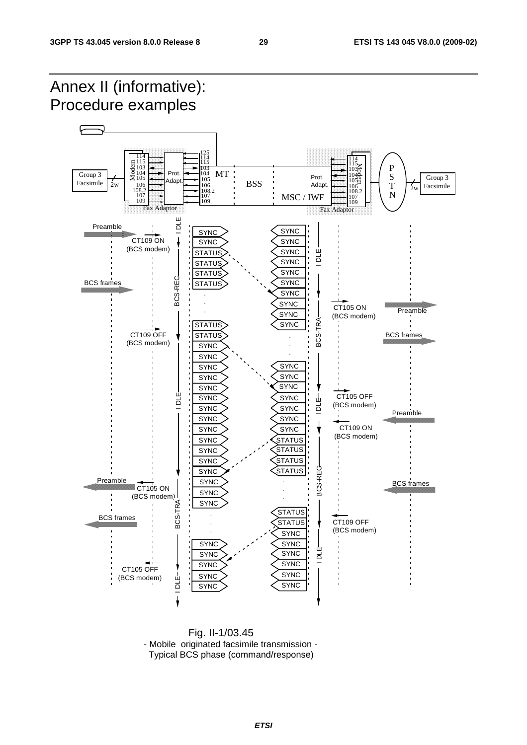# Annex II (informative): Procedure examples

Fig. II-1/03.45
- Mobile originated facsimile transmission -
Typical BCS phase (command/response)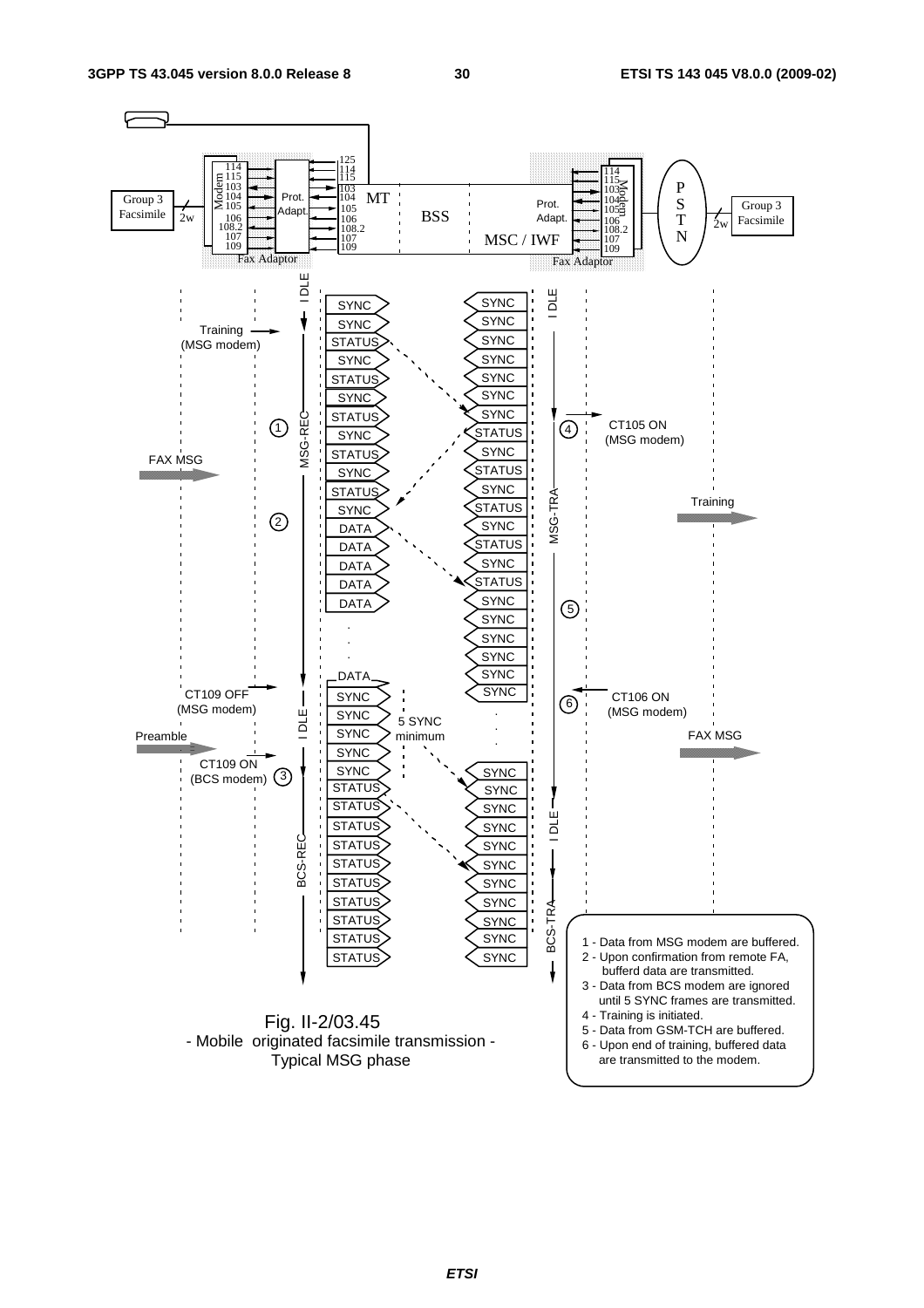Fig. II-2/03.45
- Mobile originated facsimile transmission -
Typical MSG phase

1 - Data from MSG modem are buffered.
2 - Upon confirmation from remote FA, bufferd data are transmitted.
3 - Data from BCS modem are ignored until 5 SYNC frames are transmitted.
4 - Training is initiated.
5 - Data from GSM-TCH are buffered.
6 - Upon end of training, buffered data are transmitted to the modem.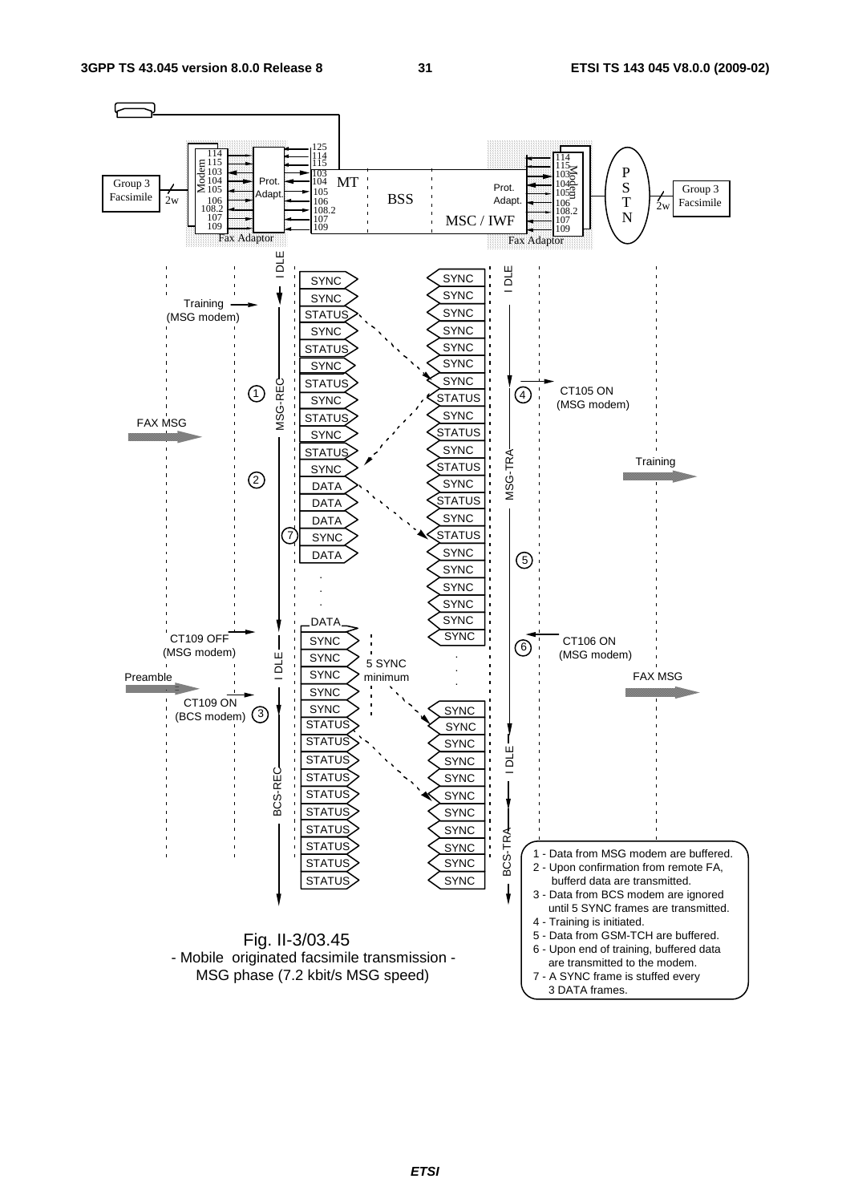1 - Data from MSG modem are buffered.
2 - Upon confirmation from remote FA, bufferd data are transmitted.
3 - Data from BCS modem are ignored until 5 SYNC frames are transmitted.
4 - Training is initiated.
5 - Data from GSM-TCH are buffered.
6 - Upon end of training, buffered data are transmitted to the modem.
7 - A SYNC frame is stuffed every 3 DATA frames.

Fig. II-3/03.45
- Mobile originated facsimile transmission -
MSG phase (7.2 kbit/s MSG speed)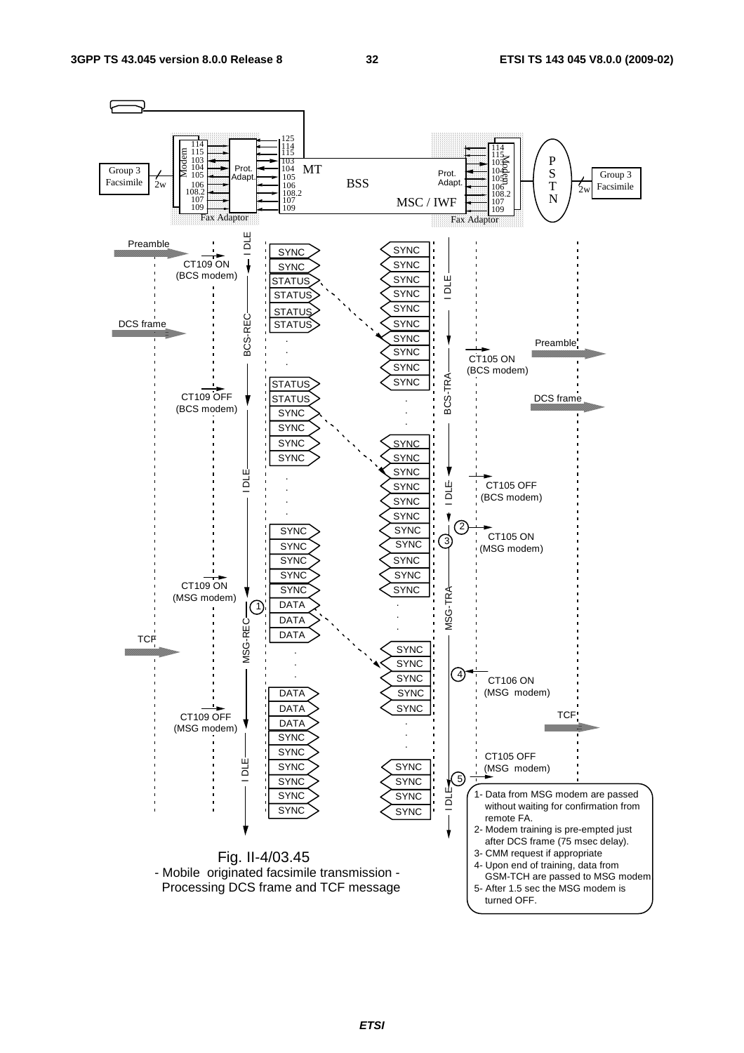Fig. II-4/03.45
- Mobile originated facsimile transmission -
Processing DCS frame and TCF message

1- Data from MSG modem are passed without waiting for confirmation from remote FA.
2- Modem training is pre-empted just after DCS frame (75 msec delay).
3- CMM request if appropriate
4- Upon end of training, data from GSM-TCH are passed to MSG modem
5- After 1.5 sec the MSG modem is turned OFF.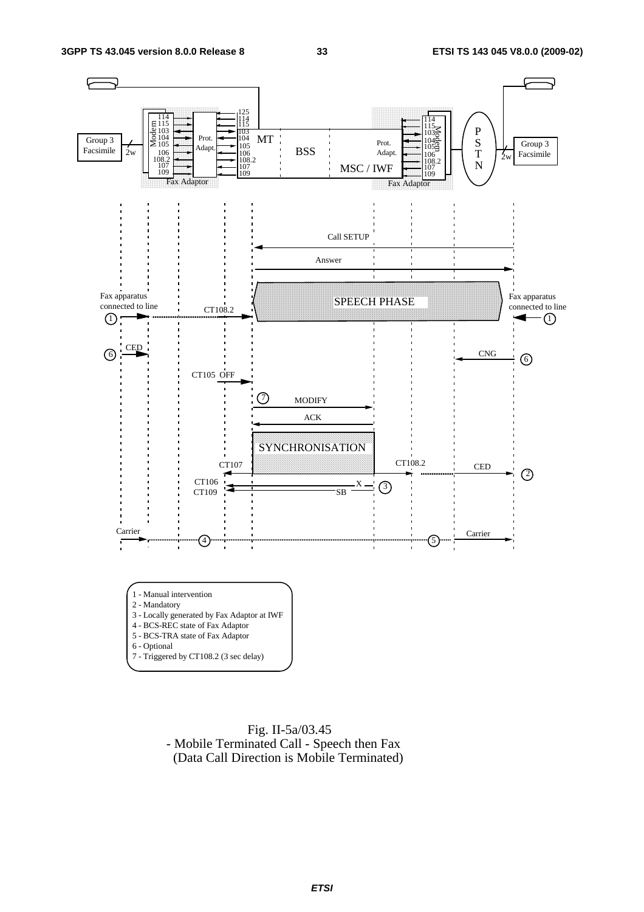1 - Manual intervention
2 - Mandatory
3 - Locally generated by Fax Adaptor at IWF
4 - BCS-REC state of Fax Adaptor
5 - BCS-TRA state of Fax Adaptor
6 - Optional
7 - Triggered by CT108.2 (3 sec delay)

Fig. II-5a/03.45
- Mobile Terminated Call - Speech then Fax
(Data Call Direction is Mobile Terminated)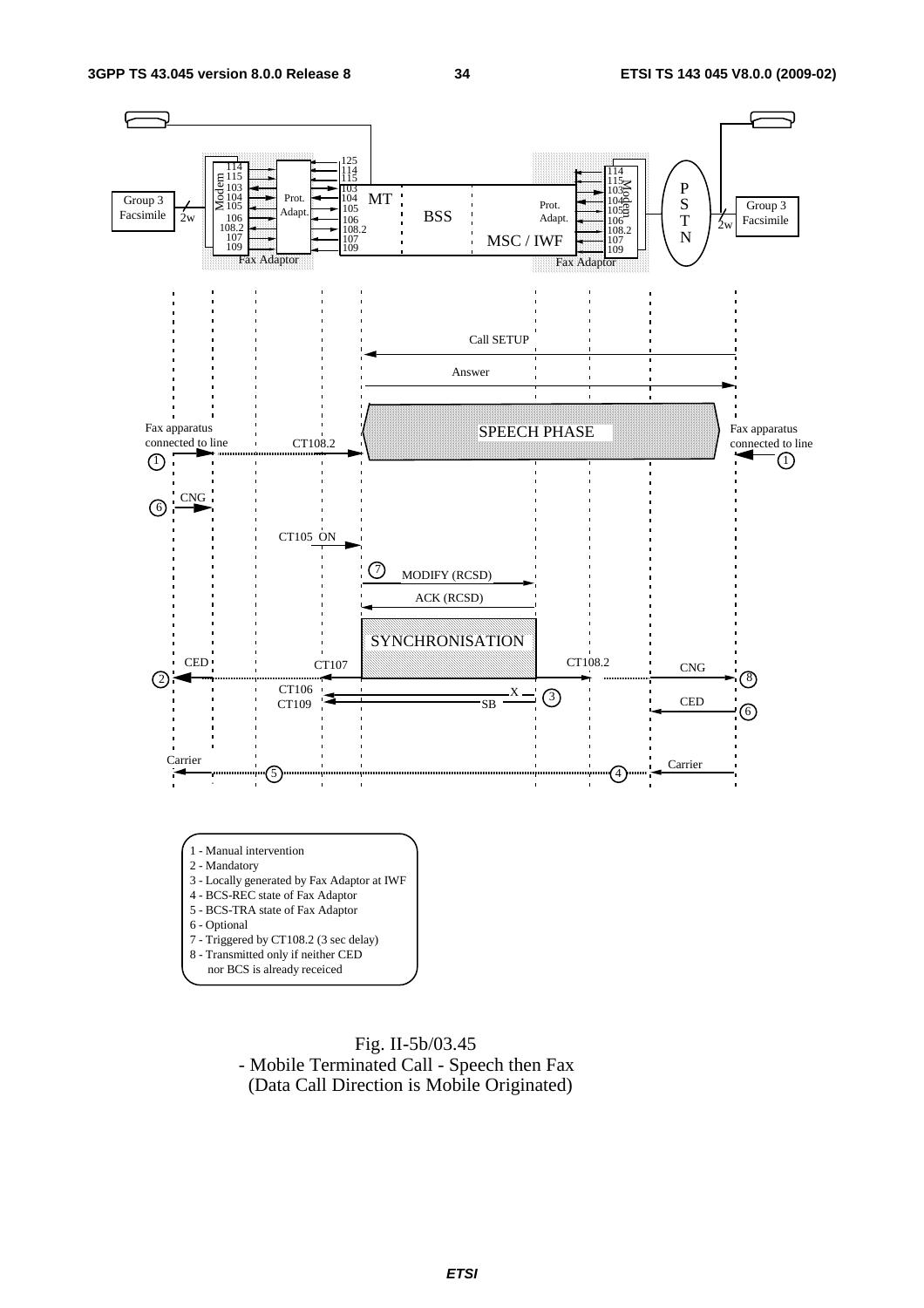1 - Manual intervention
2 - Mandatory
3 - Locally generated by Fax Adaptor at IWF
4 - BCS-REC state of Fax Adaptor
5 - BCS-TRA state of Fax Adaptor
6 - Optional
7 - Triggered by CT108.2 (3 sec delay)
8 - Transmitted only if neither CED nor BCS is already receiced

Fig. II-5b/03.45
- Mobile Terminated Call - Speech then Fax
(Data Call Direction is Mobile Originated)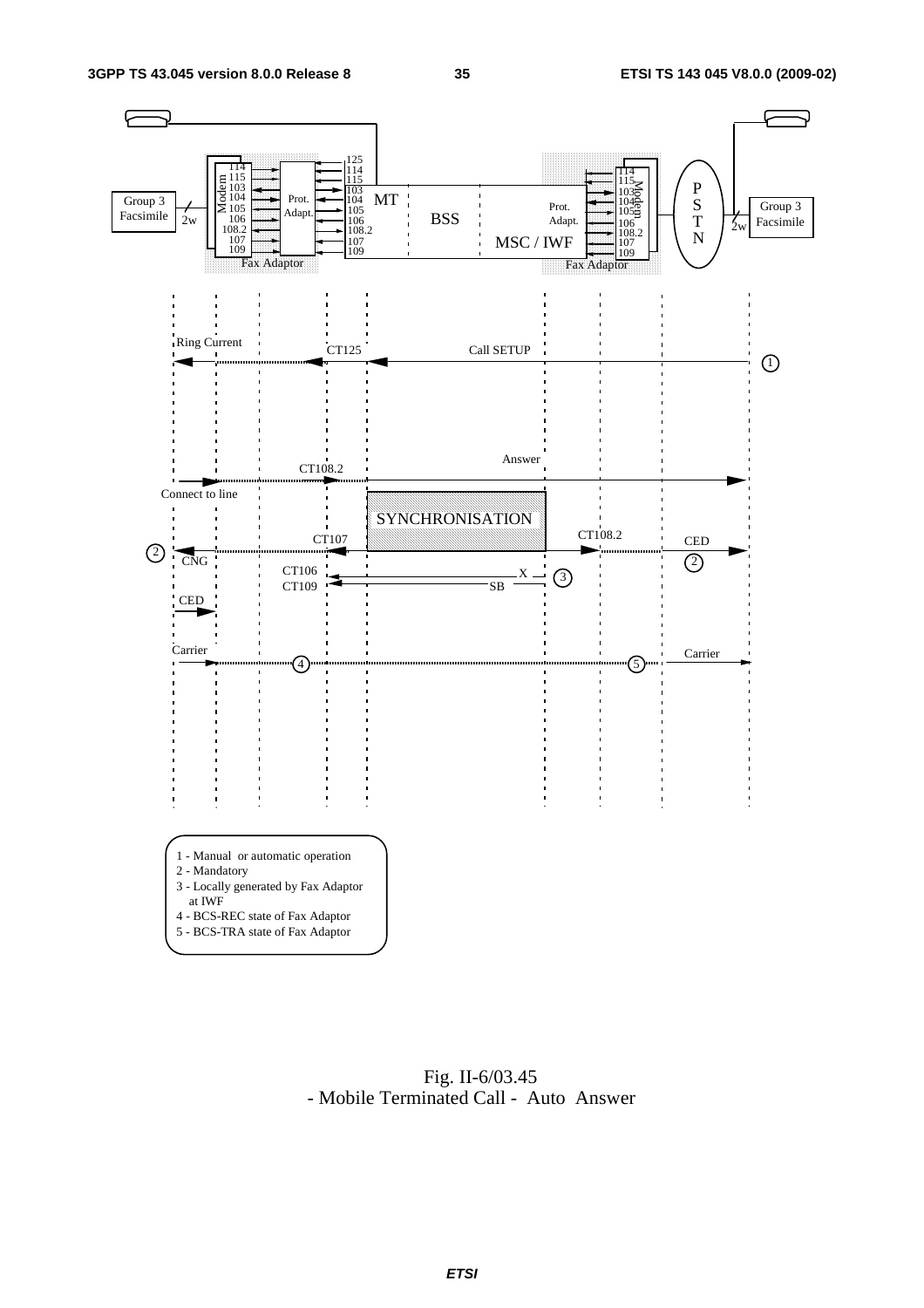1 - Manual or automatic operation
2 - Mandatory
3 - Locally generated by Fax Adaptor at IWF
4 - BCS-REC state of Fax Adaptor
5 - BCS-TRA state of Fax Adaptor

Fig. II-6/03.45
- Mobile Terminated Call - Auto Answer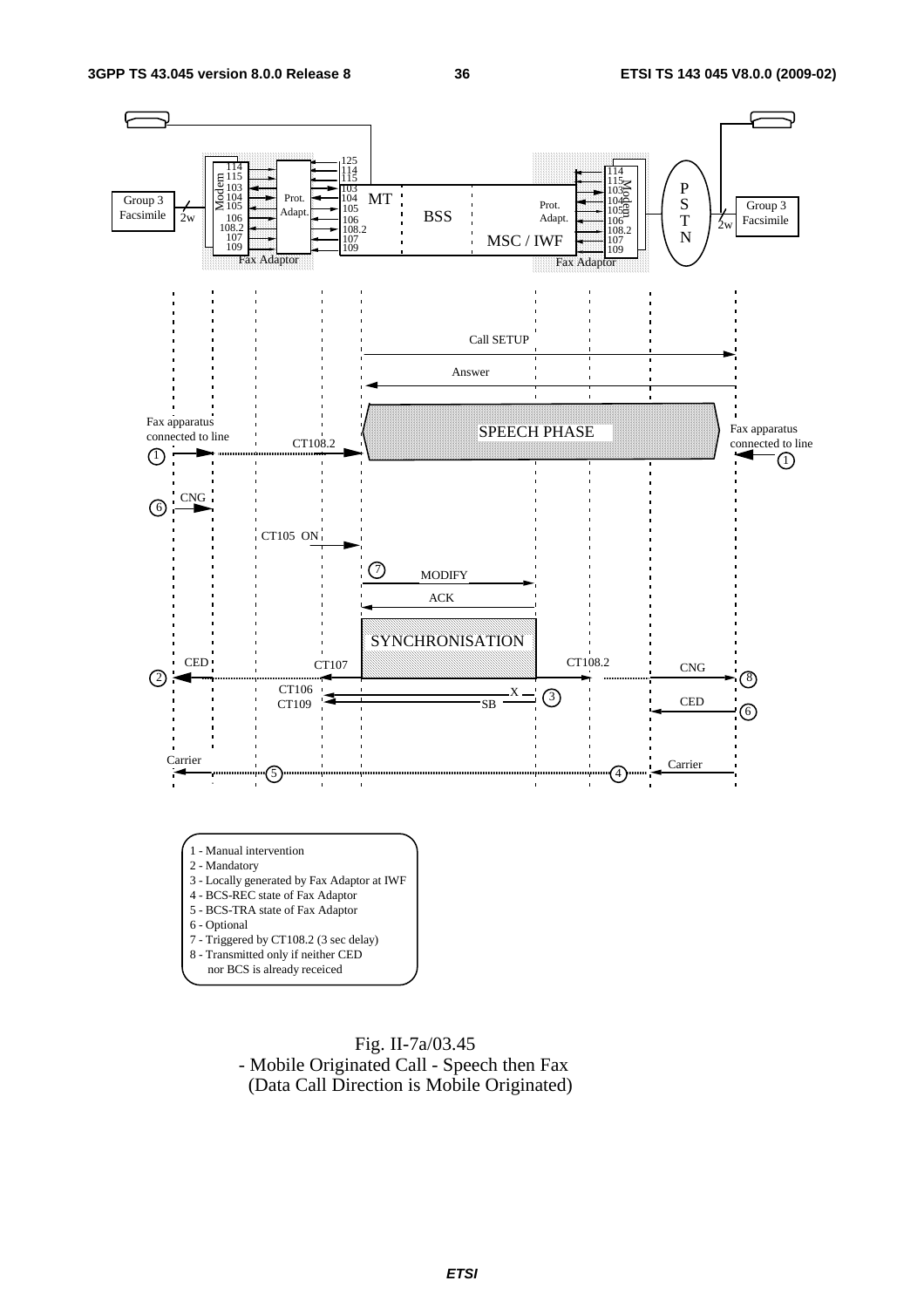1 - Manual intervention
2 - Mandatory
3 - Locally generated by Fax Adaptor at IWF
4 - BCS-REC state of Fax Adaptor
5 - BCS-TRA state of Fax Adaptor
6 - Optional
7 - Triggered by CT108.2 (3 sec delay)
8 - Transmitted only if neither CED
 nor BCS is already receiced

Fig. II-7a/03.45
- Mobile Originated Call - Speech then Fax
(Data Call Direction is Mobile Originated)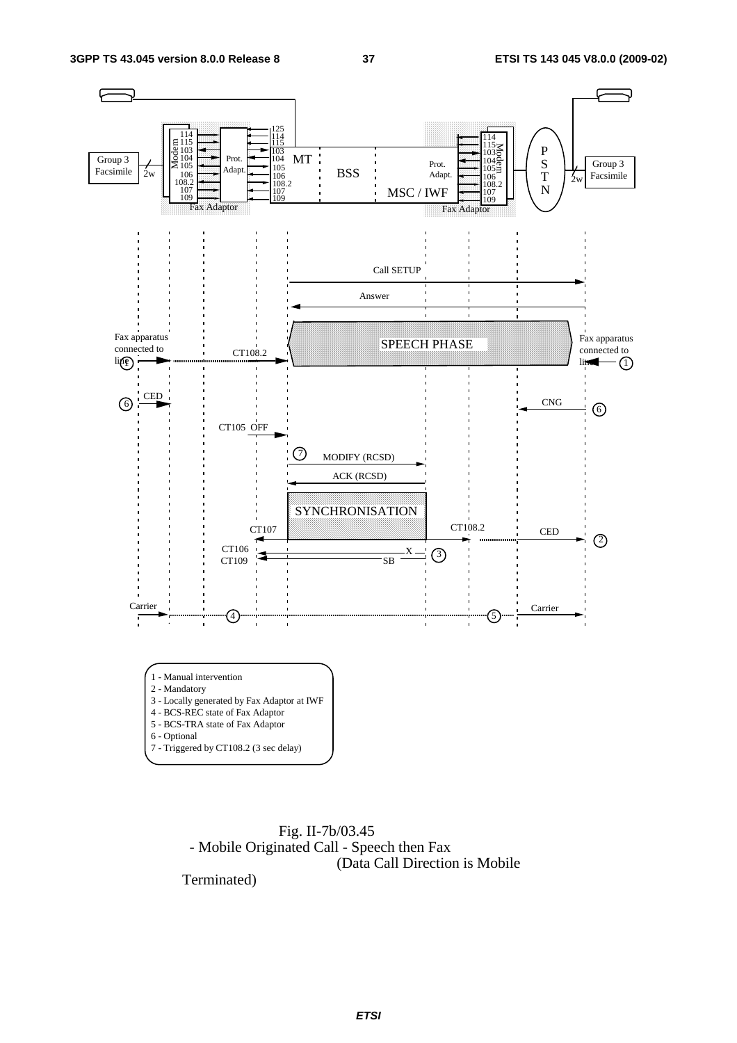1 - Manual intervention
2 - Mandatory
3 - Locally generated by Fax Adaptor at IWF
4 - BCS-REC state of Fax Adaptor
5 - BCS-TRA state of Fax Adaptor
6 - Optional
7 - Triggered by CT108.2 (3 sec delay)

Fig. II-7b/03.45
- Mobile Originated Call - Speech then Fax
(Data Call Direction is Mobile Terminated)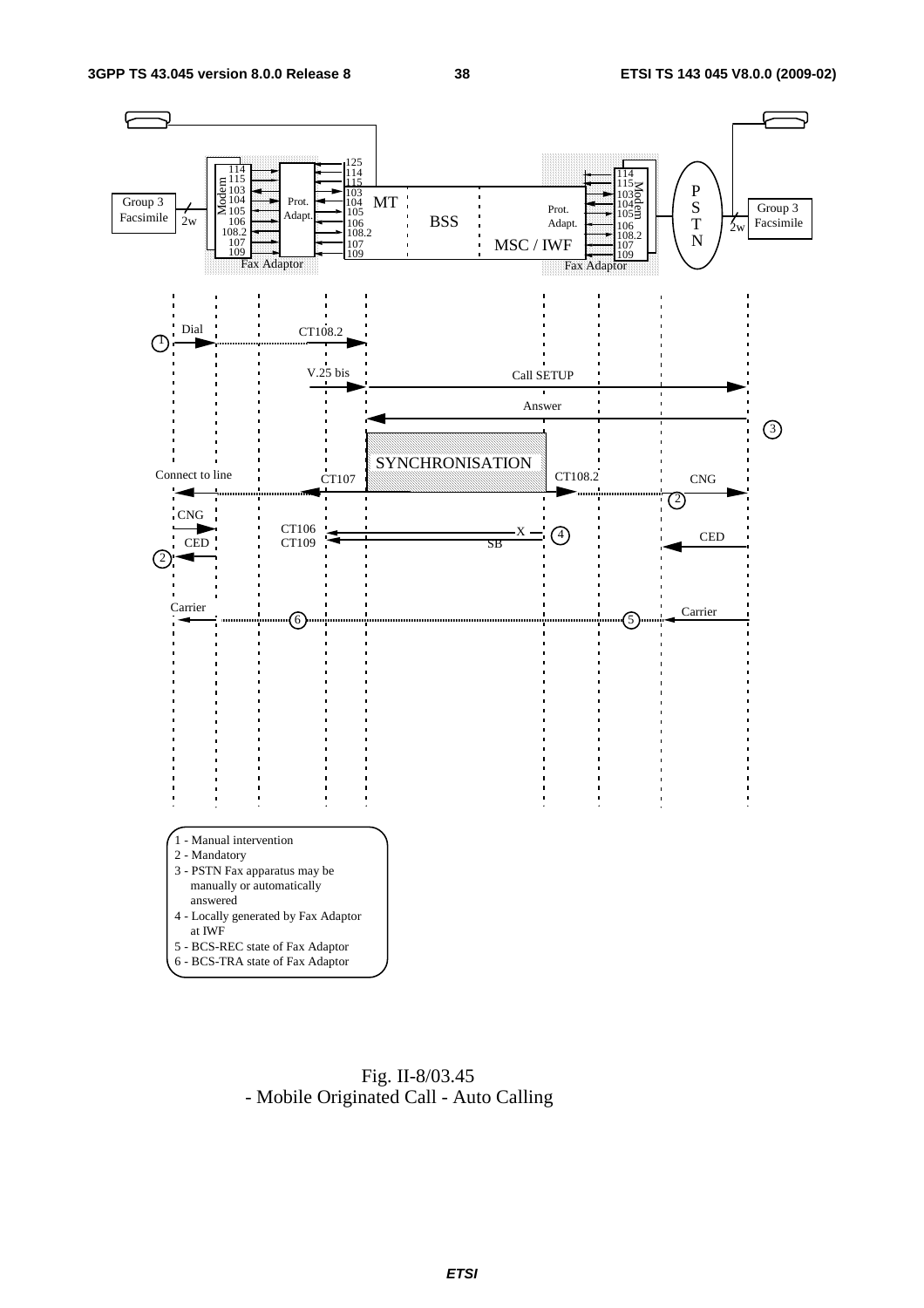1 - Manual intervention
2 - Mandatory
3 - PSTN Fax apparatus may be manually or automatically answered
4 - Locally generated by Fax Adaptor at IWF
5 - BCS-REC state of Fax Adaptor
6 - BCS-TRA state of Fax Adaptor

Fig. II-8/03.45
- Mobile Originated Call - Auto Calling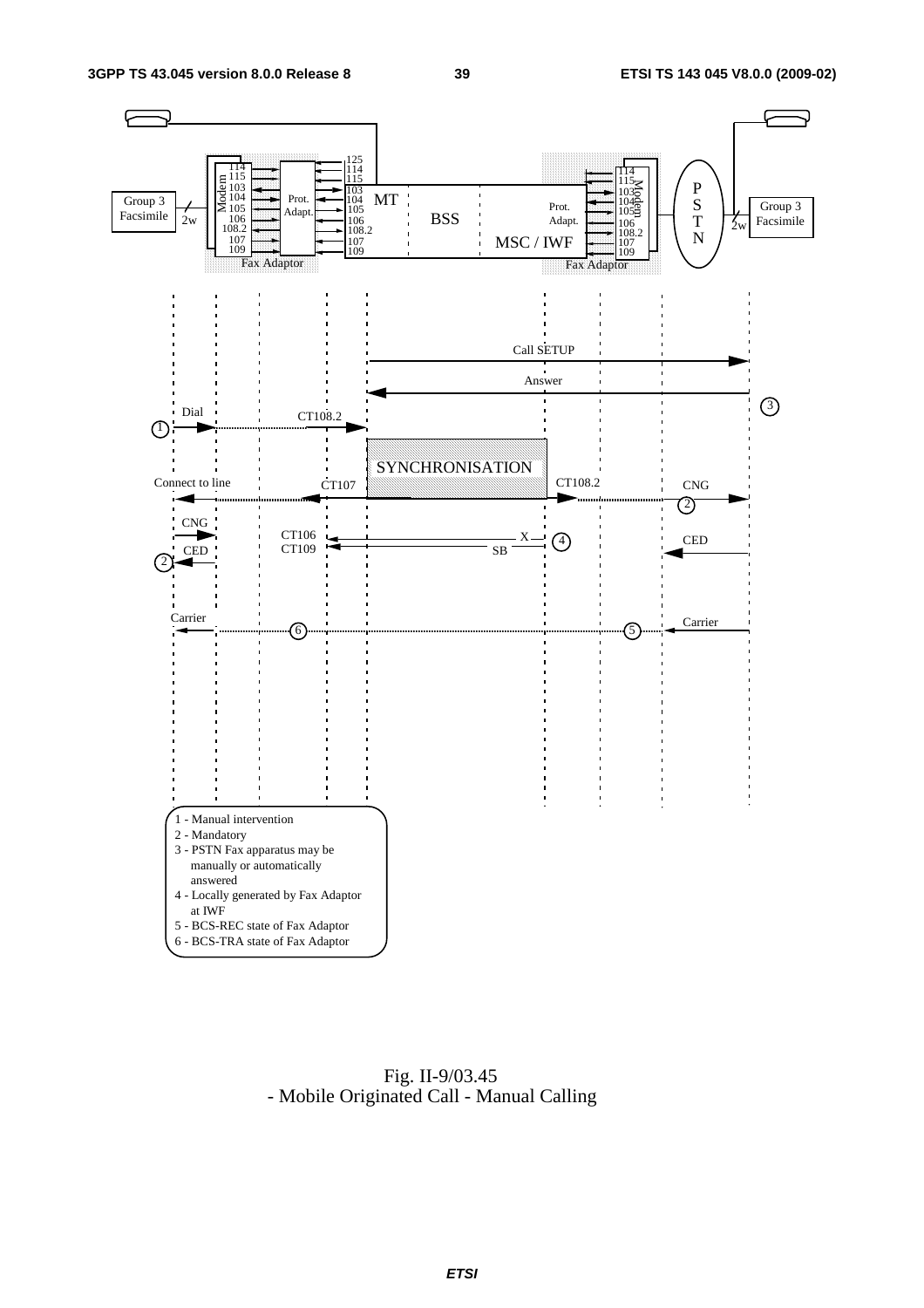Fig. II-9/03.45
- Mobile Originated Call - Manual Calling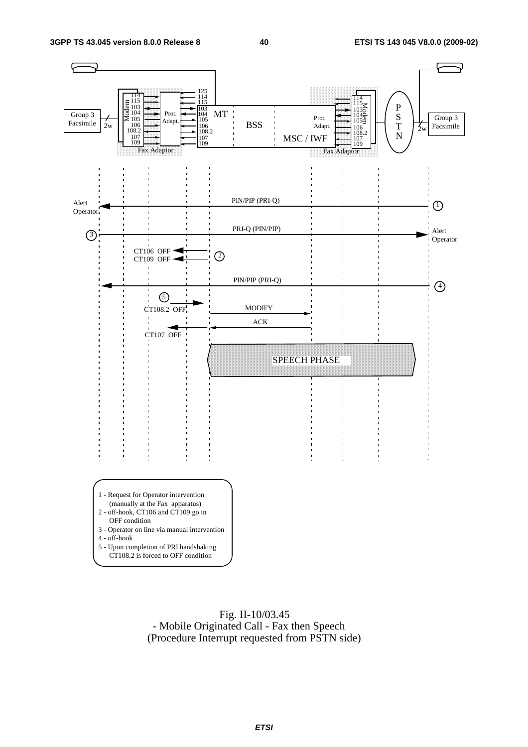1 - Request for Operator intervention (manually at the Fax apparatus)

2 - off-hook, CT106 and CT109 go in OFF condition

3 - Operator on line via manual intervention

4 - off-hook

5 - Upon completion of PRI handshaking CT108.2 is forced to OFF condition

Fig. II-10/03.45
- Mobile Originated Call - Fax then Speech
(Procedure Interrupt requested from PSTN side)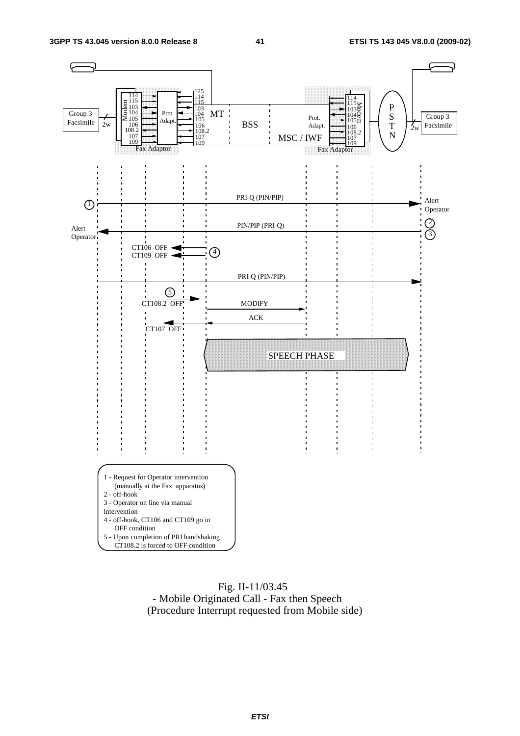1 - Request for Operator intervention (manually at the Fax apparatus)
2 - off-hook
3 - Operator on line via manual intervention
4 - off-hook, CT106 and CT109 go in OFF condition
5 - Upon completion of PRI handshaking CT108.2 is forced to OFF condition

Fig. II-11/03.45
- Mobile Originated Call - Fax then Speech
(Procedure Interrupt requested from Mobile side)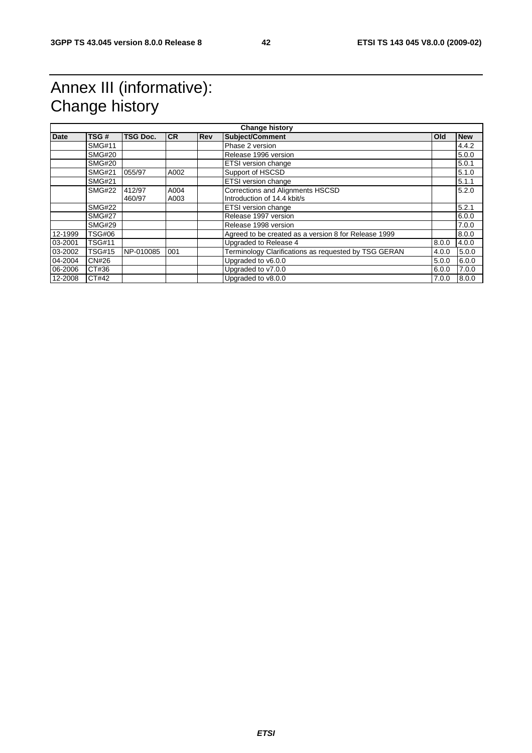# Annex III (informative): Change history

| Change history | | | | | | | |
|---|---|---|---|---|---|---|---|
| **Date** | **TSG #** | **TSG Doc.** | **CR** | **Rev** | **Subject/Comment** | **Old** | **New** |
| | SMG#11 | | | | Phase 2 version | | 4.4.2 |
| | SMG#20 | | | | Release 1996 version | | 5.0.0 |
| | SMG#20 | | | | ETSI version change | | 5.0.1 |
| | SMG#21 | 055/97 | A002 | | Support of HSCSD | | 5.1.0 |
| | SMG#21 | | | | ETSI version change | | 5.1.1 |
| | SMG#22 | 412/97<br>460/97 | A004<br>A003 | | Corrections and Alignments HSCSD<br>Introduction of 14.4 kbit/s | | 5.2.0 |
| | SMG#22 | | | | ETSI version change | | 5.2.1 |
| | SMG#27 | | | | Release 1997 version | | 6.0.0 |
| | SMG#29 | | | | Release 1998 version | | 7.0.0 |
| 12-1999 | TSG#06 | | | | Agreed to be created as a version 8 for Release 1999 | | 8.0.0 |
| 03-2001 | TSG#11 | | | | Upgraded to Release 4 | 8.0.0 | 4.0.0 |
| 03-2002 | TSG#15 | NP-010085 | 001 | | Terminology Clarifications as requested by TSG GERAN | 4.0.0 | 5.0.0 |
| 04-2004 | CN#26 | | | | Upgraded to v6.0.0 | 5.0.0 | 6.0.0 |
| 06-2006 | CT#36 | | | | Upgraded to v7.0.0 | 6.0.0 | 7.0.0 |
| 12-2008 | CT#42 | | | | Upgraded to v8.0.0 | 7.0.0 | 8.0.0 |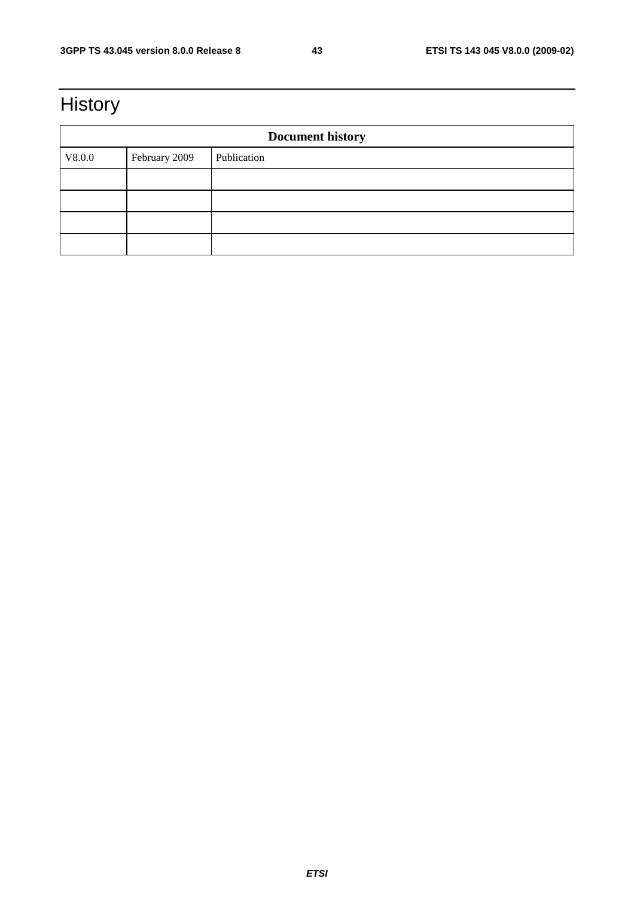# History

| Document history | | |
|---|---|---|
| V8.0.0 | February 2009 | Publication |
| | | |
| | | |
| | | |
| | | |